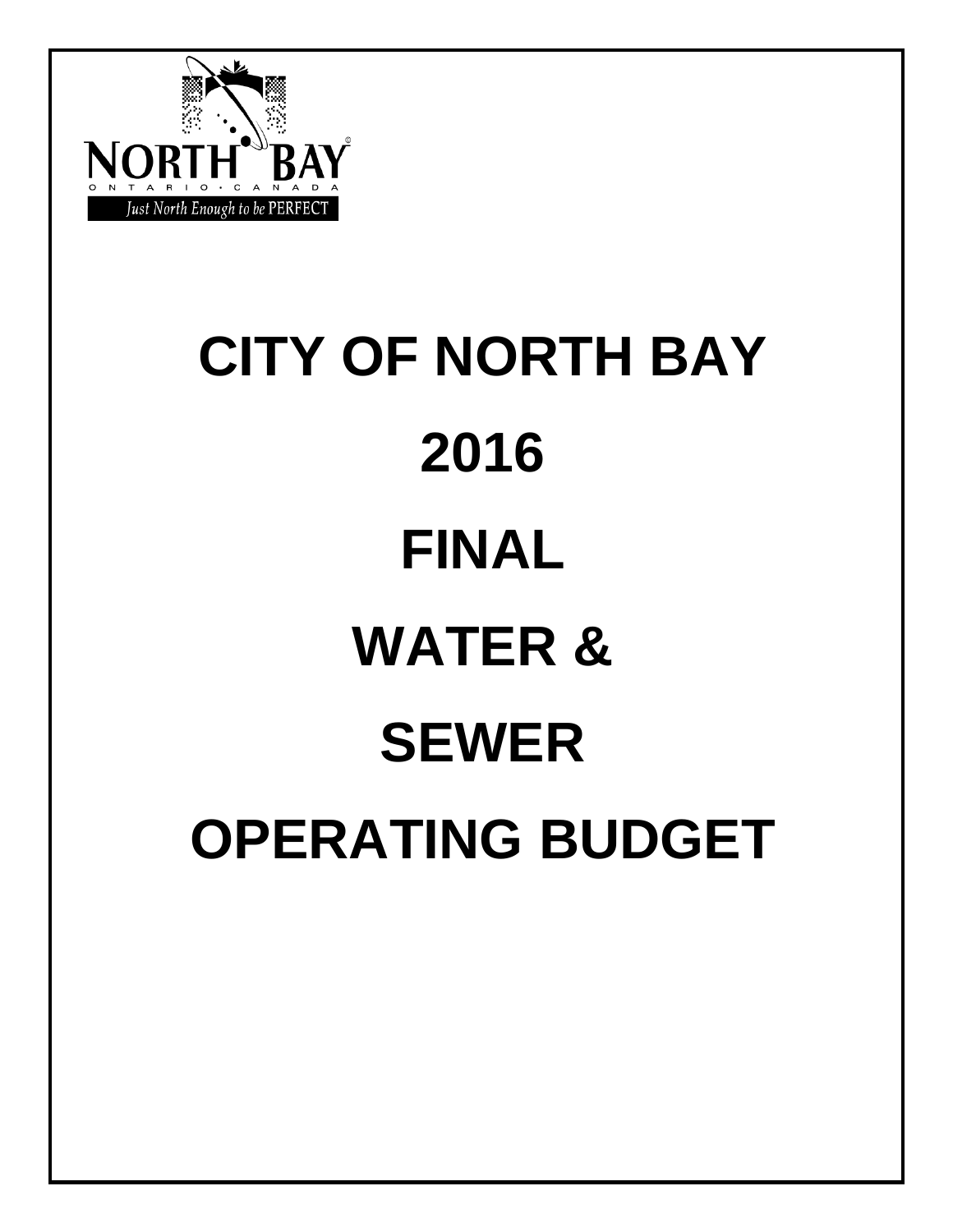NORTH BAY

ONTARIO · CANADA

Just North Enough to be PERFECT

# CITY OF NORTH BAY

# 2016

# FINAL

# WATER &

# SEWER

# OPERATING BUDGET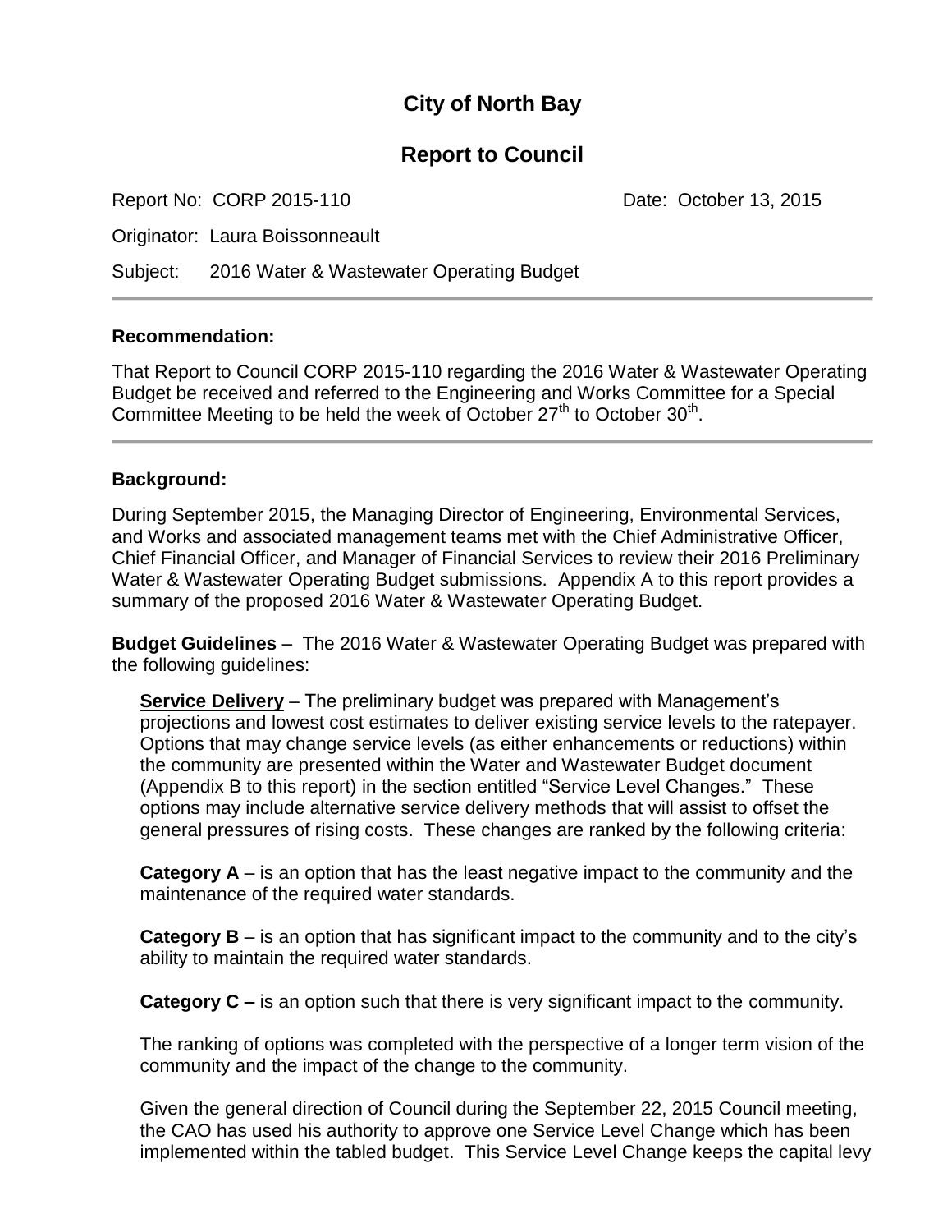# City of North Bay

## Report to Council

Report No: CORP 2015-110 Date: October 13, 2015

Originator: Laura Boissonneault

Subject: 2016 Water & Wastewater Operating Budget

---

**Recommendation:**

That Report to Council CORP 2015-110 regarding the 2016 Water & Wastewater Operating Budget be received and referred to the Engineering and Works Committee for a Special Committee Meeting to be held the week of October 27th to October 30th.

---

**Background:**

During September 2015, the Managing Director of Engineering, Environmental Services, and Works and associated management teams met with the Chief Administrative Officer, Chief Financial Officer, and Manager of Financial Services to review their 2016 Preliminary Water & Wastewater Operating Budget submissions. Appendix A to this report provides a summary of the proposed 2016 Water & Wastewater Operating Budget.

**Budget Guidelines** – The 2016 Water & Wastewater Operating Budget was prepared with the following guidelines:

**Service Delivery** – The preliminary budget was prepared with Management's projections and lowest cost estimates to deliver existing service levels to the ratepayer. Options that may change service levels (as either enhancements or reductions) within the community are presented within the Water and Wastewater Budget document (Appendix B to this report) in the section entitled "Service Level Changes." These options may include alternative service delivery methods that will assist to offset the general pressures of rising costs. These changes are ranked by the following criteria:

**Category A** – is an option that has the least negative impact to the community and the maintenance of the required water standards.

**Category B** – is an option that has significant impact to the community and to the city's ability to maintain the required water standards.

**Category C –** is an option such that there is very significant impact to the community.

The ranking of options was completed with the perspective of a longer term vision of the community and the impact of the change to the community.

Given the general direction of Council during the September 22, 2015 Council meeting, the CAO has used his authority to approve one Service Level Change which has been implemented within the tabled budget. This Service Level Change keeps the capital levy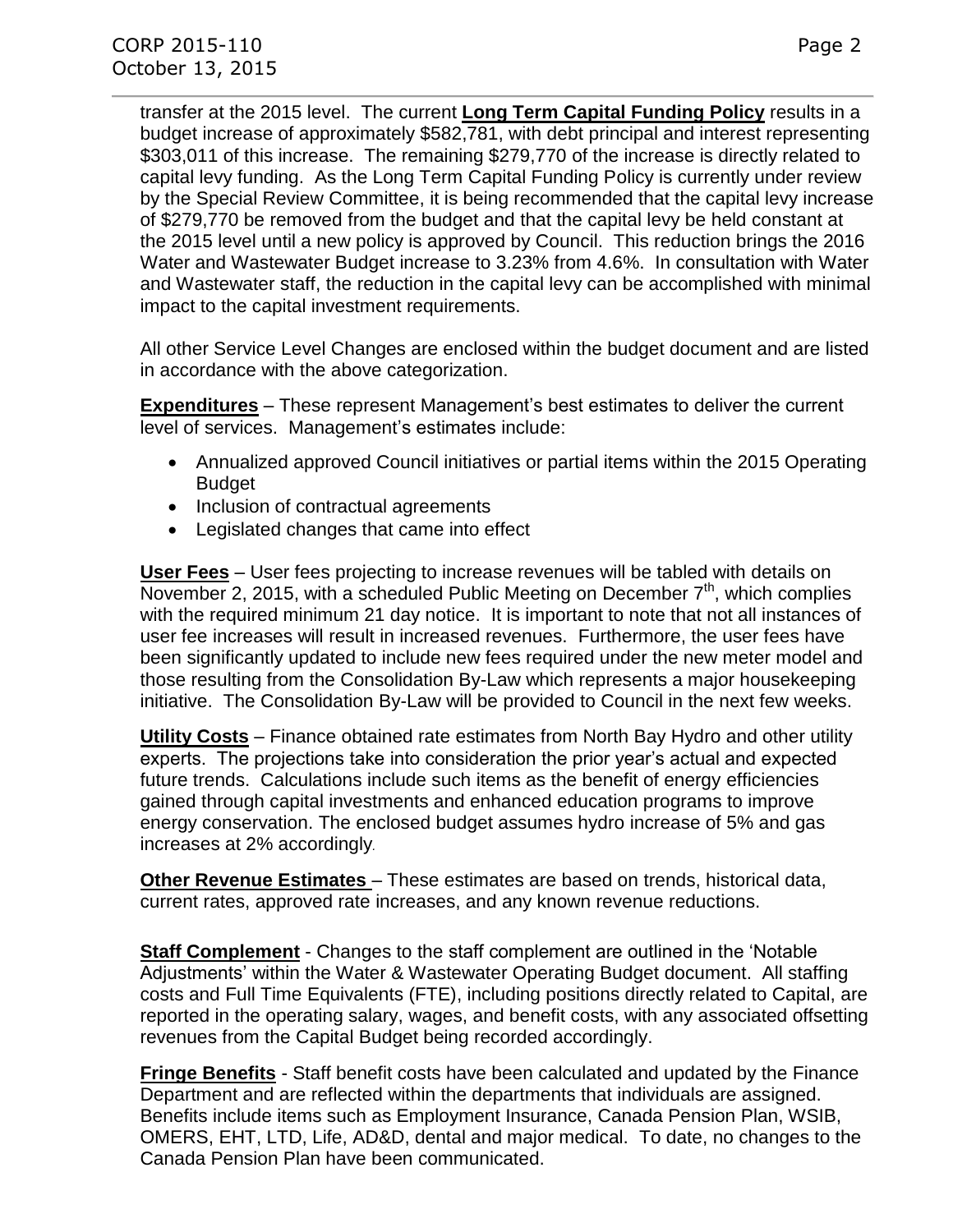transfer at the 2015 level. The current **Long Term Capital Funding Policy** results in a budget increase of approximately $582,781, with debt principal and interest representing $303,011 of this increase. The remaining $279,770 of the increase is directly related to capital levy funding. As the Long Term Capital Funding Policy is currently under review by the Special Review Committee, it is being recommended that the capital levy increase of $279,770 be removed from the budget and that the capital levy be held constant at the 2015 level until a new policy is approved by Council. This reduction brings the 2016 Water and Wastewater Budget increase to 3.23% from 4.6%. In consultation with Water and Wastewater staff, the reduction in the capital levy can be accomplished with minimal impact to the capital investment requirements.

All other Service Level Changes are enclosed within the budget document and are listed in accordance with the above categorization.

**Expenditures** – These represent Management's best estimates to deliver the current level of services. Management's estimates include:

- Annualized approved Council initiatives or partial items within the 2015 Operating Budget
- Inclusion of contractual agreements
- Legislated changes that came into effect

**User Fees** – User fees projecting to increase revenues will be tabled with details on November 2, 2015, with a scheduled Public Meeting on December 7th, which complies with the required minimum 21 day notice. It is important to note that not all instances of user fee increases will result in increased revenues. Furthermore, the user fees have been significantly updated to include new fees required under the new meter model and those resulting from the Consolidation By-Law which represents a major housekeeping initiative. The Consolidation By-Law will be provided to Council in the next few weeks.

**Utility Costs** – Finance obtained rate estimates from North Bay Hydro and other utility experts. The projections take into consideration the prior year's actual and expected future trends. Calculations include such items as the benefit of energy efficiencies gained through capital investments and enhanced education programs to improve energy conservation. The enclosed budget assumes hydro increase of 5% and gas increases at 2% accordingly.

**Other Revenue Estimates** – These estimates are based on trends, historical data, current rates, approved rate increases, and any known revenue reductions.

**Staff Complement** - Changes to the staff complement are outlined in the 'Notable Adjustments' within the Water & Wastewater Operating Budget document. All staffing costs and Full Time Equivalents (FTE), including positions directly related to Capital, are reported in the operating salary, wages, and benefit costs, with any associated offsetting revenues from the Capital Budget being recorded accordingly.

**Fringe Benefits** - Staff benefit costs have been calculated and updated by the Finance Department and are reflected within the departments that individuals are assigned. Benefits include items such as Employment Insurance, Canada Pension Plan, WSIB, OMERS, EHT, LTD, Life, AD&D, dental and major medical. To date, no changes to the Canada Pension Plan have been communicated.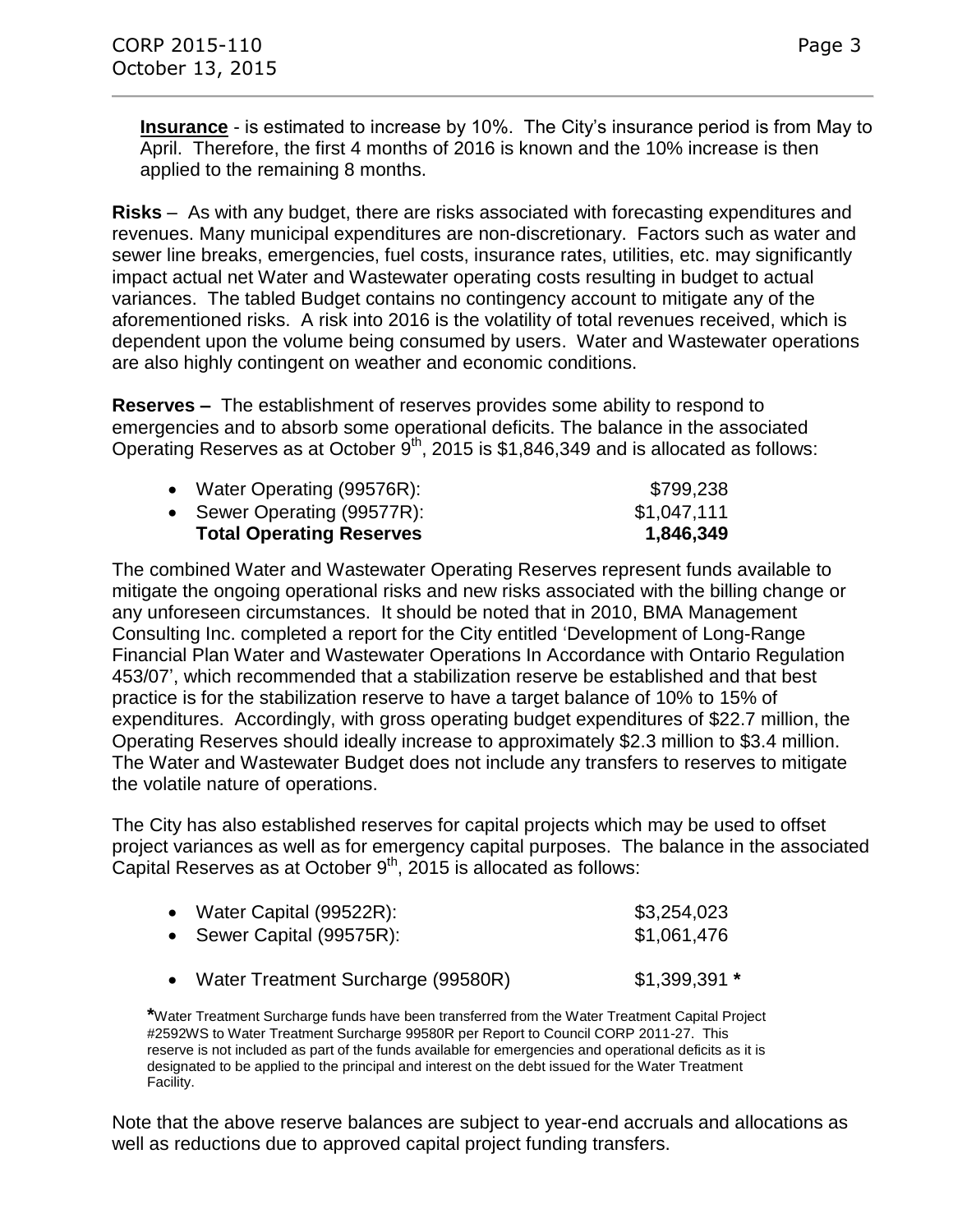**<u>Insurance</u>** - is estimated to increase by 10%. The City's insurance period is from May to April. Therefore, the first 4 months of 2016 is known and the 10% increase is then applied to the remaining 8 months.

**Risks** – As with any budget, there are risks associated with forecasting expenditures and revenues. Many municipal expenditures are non-discretionary. Factors such as water and sewer line breaks, emergencies, fuel costs, insurance rates, utilities, etc. may significantly impact actual net Water and Wastewater operating costs resulting in budget to actual variances. The tabled Budget contains no contingency account to mitigate any of the aforementioned risks. A risk into 2016 is the volatility of total revenues received, which is dependent upon the volume being consumed by users. Water and Wastewater operations are also highly contingent on weather and economic conditions.

**Reserves –** The establishment of reserves provides some ability to respond to emergencies and to absorb some operational deficits. The balance in the associated Operating Reserves as at October 9th, 2015 is $1,846,349 and is allocated as follows:

| | |
|---|---|
| • Water Operating (99576R): | $799,238 |
| • Sewer Operating (99577R): | $1,047,111 |
| **Total Operating Reserves** | **1,846,349** |

The combined Water and Wastewater Operating Reserves represent funds available to mitigate the ongoing operational risks and new risks associated with the billing change or any unforeseen circumstances. It should be noted that in 2010, BMA Management Consulting Inc. completed a report for the City entitled 'Development of Long-Range Financial Plan Water and Wastewater Operations In Accordance with Ontario Regulation 453/07', which recommended that a stabilization reserve be established and that best practice is for the stabilization reserve to have a target balance of 10% to 15% of expenditures. Accordingly, with gross operating budget expenditures of $22.7 million, the Operating Reserves should ideally increase to approximately $2.3 million to $3.4 million. The Water and Wastewater Budget does not include any transfers to reserves to mitigate the volatile nature of operations.

The City has also established reserves for capital projects which may be used to offset project variances as well as for emergency capital purposes. The balance in the associated Capital Reserves as at October 9th, 2015 is allocated as follows:

| | |
|---|---|
| • Water Capital (99522R): | $3,254,023 |
| • Sewer Capital (99575R): | $1,061,476 |
| • Water Treatment Surcharge (99580R) | $1,399,391 **\*** |

**\***Water Treatment Surcharge funds have been transferred from the Water Treatment Capital Project #2592WS to Water Treatment Surcharge 99580R per Report to Council CORP 2011-27. This reserve is not included as part of the funds available for emergencies and operational deficits as it is designated to be applied to the principal and interest on the debt issued for the Water Treatment Facility.

Note that the above reserve balances are subject to year-end accruals and allocations as well as reductions due to approved capital project funding transfers.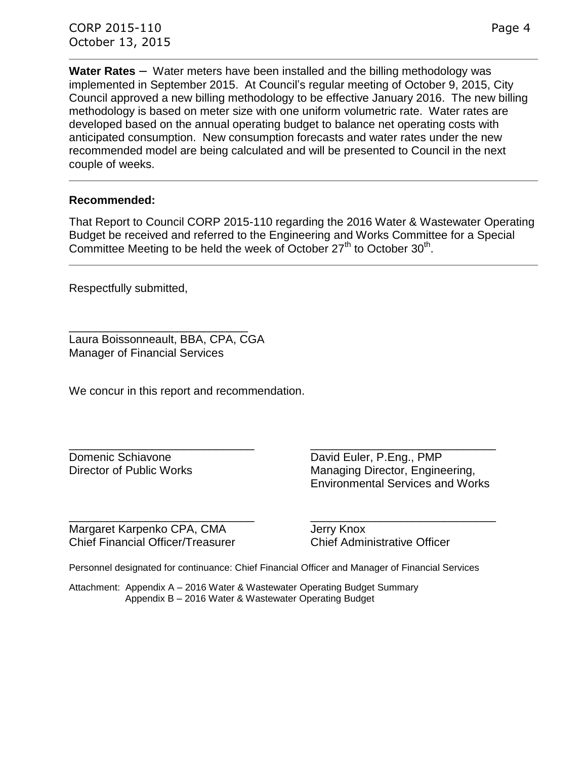**Water Rates** – Water meters have been installed and the billing methodology was implemented in September 2015. At Council's regular meeting of October 9, 2015, City Council approved a new billing methodology to be effective January 2016. The new billing methodology is based on meter size with one uniform volumetric rate. Water rates are developed based on the annual operating budget to balance net operating costs with anticipated consumption. New consumption forecasts and water rates under the new recommended model are being calculated and will be presented to Council in the next couple of weeks.

---

**Recommended:**

That Report to Council CORP 2015-110 regarding the 2016 Water & Wastewater Operating Budget be received and referred to the Engineering and Works Committee for a Special Committee Meeting to be held the week of October 27th to October 30th.

---

Respectfully submitted,

\_\_\_\_\_\_\_\_\_\_\_\_\_\_\_\_\_\_\_\_\_\_\_\_\_\_\_\_
Laura Boissonneault, BBA, CPA, CGA
Manager of Financial Services

We concur in this report and recommendation.

\_\_\_\_\_\_\_\_\_\_\_\_\_\_\_\_\_\_\_\_\_\_\_\_\_\_\_\_
Domenic Schiavone
Director of Public Works

\_\_\_\_\_\_\_\_\_\_\_\_\_\_\_\_\_\_\_\_\_\_\_\_\_\_\_\_
David Euler, P.Eng., PMP
Managing Director, Engineering, Environmental Services and Works

\_\_\_\_\_\_\_\_\_\_\_\_\_\_\_\_\_\_\_\_\_\_\_\_\_\_\_\_
Margaret Karpenko CPA, CMA
Chief Financial Officer/Treasurer

\_\_\_\_\_\_\_\_\_\_\_\_\_\_\_\_\_\_\_\_\_\_\_\_\_\_\_\_
Jerry Knox
Chief Administrative Officer

Personnel designated for continuance: Chief Financial Officer and Manager of Financial Services

Attachment: Appendix A – 2016 Water & Wastewater Operating Budget Summary
Appendix B – 2016 Water & Wastewater Operating Budget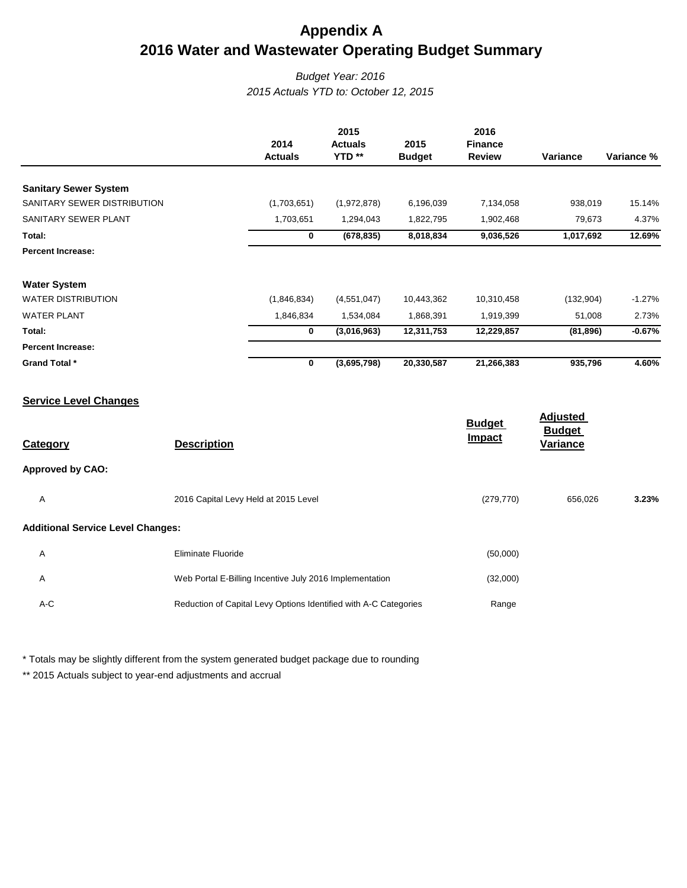# Appendix A
# 2016 Water and Wastewater Operating Budget Summary

*Budget Year: 2016*
*2015 Actuals YTD to: October 12, 2015*

| | 2014 Actuals | 2015 Actuals YTD ** | 2015 Budget | 2016 Finance Review | Variance | Variance % |
|---|---|---|---|---|---|---|
| **Sanitary Sewer System** | | | | | | |
| SANITARY SEWER DISTRIBUTION | (1,703,651) | (1,972,878) | 6,196,039 | 7,134,058 | 938,019 | 15.14% |
| SANITARY SEWER PLANT | 1,703,651 | 1,294,043 | 1,822,795 | 1,902,468 | 79,673 | 4.37% |
| **Total:** | **0** | **(678,835)** | **8,018,834** | **9,036,526** | **1,017,692** | **12.69%** |
| **Percent Increase:** | | | | | | |
| **Water System** | | | | | | |
| WATER DISTRIBUTION | (1,846,834) | (4,551,047) | 10,443,362 | 10,310,458 | (132,904) | -1.27% |
| WATER PLANT | 1,846,834 | 1,534,084 | 1,868,391 | 1,919,399 | 51,008 | 2.73% |
| **Total:** | **0** | **(3,016,963)** | **12,311,753** | **12,229,857** | **(81,896)** | **-0.67%** |
| **Percent Increase:** | | | | | | |
| **Grand Total *** | **0** | **(3,695,798)** | **20,330,587** | **21,266,383** | **935,796** | **4.60%** |

## Service Level Changes

| Category | Description | Budget Impact | Adjusted Budget Variance | |
|---|---|---|---|---|
| **Approved by CAO:** | | | | |
| A | 2016 Capital Levy Held at 2015 Level | (279,770) | 656,026 | **3.23%** |
| **Additional Service Level Changes:** | | | | |
| A | Eliminate Fluoride | (50,000) | | |
| A | Web Portal E-Billing Incentive July 2016 Implementation | (32,000) | | |
| A-C | Reduction of Capital Levy Options Identified with A-C Categories | Range | | |

\* Totals may be slightly different from the system generated budget package due to rounding

\** 2015 Actuals subject to year-end adjustments and accrual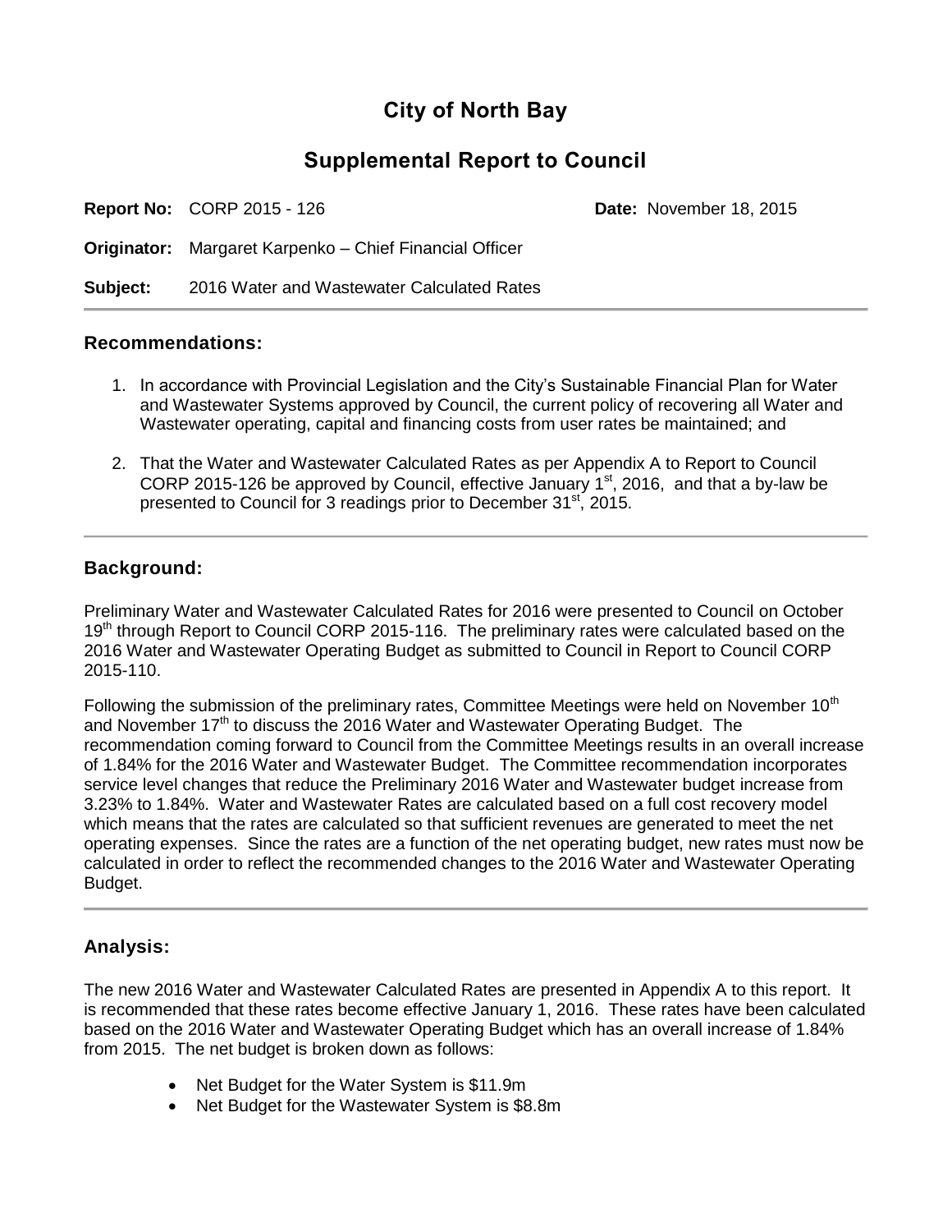# City of North Bay

## Supplemental Report to Council

**Report No:** CORP 2015 - 126 **Date:** November 18, 2015

**Originator:** Margaret Karpenko – Chief Financial Officer

**Subject:** 2016 Water and Wastewater Calculated Rates

---

### Recommendations:

1. In accordance with Provincial Legislation and the City's Sustainable Financial Plan for Water and Wastewater Systems approved by Council, the current policy of recovering all Water and Wastewater operating, capital and financing costs from user rates be maintained; and

2. That the Water and Wastewater Calculated Rates as per Appendix A to Report to Council CORP 2015-126 be approved by Council, effective January 1st, 2016, and that a by-law be presented to Council for 3 readings prior to December 31st, 2015.

---

### Background:

Preliminary Water and Wastewater Calculated Rates for 2016 were presented to Council on October 19th through Report to Council CORP 2015-116. The preliminary rates were calculated based on the 2016 Water and Wastewater Operating Budget as submitted to Council in Report to Council CORP 2015-110.

Following the submission of the preliminary rates, Committee Meetings were held on November 10th and November 17th to discuss the 2016 Water and Wastewater Operating Budget. The recommendation coming forward to Council from the Committee Meetings results in an overall increase of 1.84% for the 2016 Water and Wastewater Budget. The Committee recommendation incorporates service level changes that reduce the Preliminary 2016 Water and Wastewater budget increase from 3.23% to 1.84%. Water and Wastewater Rates are calculated based on a full cost recovery model which means that the rates are calculated so that sufficient revenues are generated to meet the net operating expenses. Since the rates are a function of the net operating budget, new rates must now be calculated in order to reflect the recommended changes to the 2016 Water and Wastewater Operating Budget.

---

### Analysis:

The new 2016 Water and Wastewater Calculated Rates are presented in Appendix A to this report. It is recommended that these rates become effective January 1, 2016. These rates have been calculated based on the 2016 Water and Wastewater Operating Budget which has an overall increase of 1.84% from 2015. The net budget is broken down as follows:

- Net Budget for the Water System is $11.9m
- Net Budget for the Wastewater System is $8.8m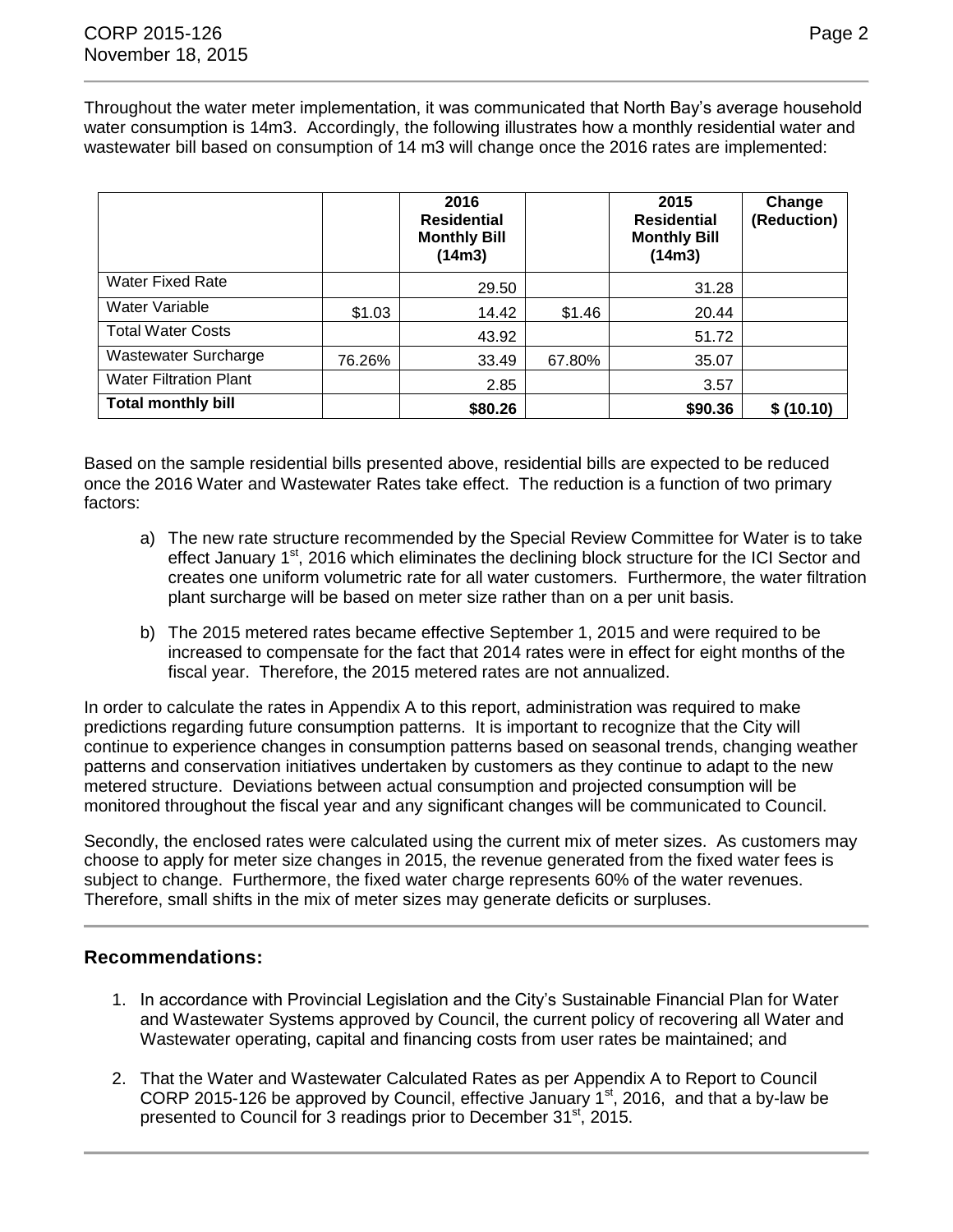Throughout the water meter implementation, it was communicated that North Bay's average household water consumption is 14m3. Accordingly, the following illustrates how a monthly residential water and wastewater bill based on consumption of 14 m3 will change once the 2016 rates are implemented:

| | | 2016 Residential Monthly Bill (14m3) | | 2015 Residential Monthly Bill (14m3) | Change (Reduction) |
|---|---|---|---|---|---|
| Water Fixed Rate | | 29.50 | | 31.28 | |
| Water Variable | $1.03 | 14.42 | $1.46 | 20.44 | |
| Total Water Costs | | 43.92 | | 51.72 | |
| Wastewater Surcharge | 76.26% | 33.49 | 67.80% | 35.07 | |
| Water Filtration Plant | | 2.85 | | 3.57 | |
| **Total monthly bill** | | **$80.26** | | **$90.36** | **$ (10.10)** |

Based on the sample residential bills presented above, residential bills are expected to be reduced once the 2016 Water and Wastewater Rates take effect. The reduction is a function of two primary factors:

a) The new rate structure recommended by the Special Review Committee for Water is to take effect January 1st, 2016 which eliminates the declining block structure for the ICI Sector and creates one uniform volumetric rate for all water customers. Furthermore, the water filtration plant surcharge will be based on meter size rather than on a per unit basis.

b) The 2015 metered rates became effective September 1, 2015 and were required to be increased to compensate for the fact that 2014 rates were in effect for eight months of the fiscal year. Therefore, the 2015 metered rates are not annualized.

In order to calculate the rates in Appendix A to this report, administration was required to make predictions regarding future consumption patterns. It is important to recognize that the City will continue to experience changes in consumption patterns based on seasonal trends, changing weather patterns and conservation initiatives undertaken by customers as they continue to adapt to the new metered structure. Deviations between actual consumption and projected consumption will be monitored throughout the fiscal year and any significant changes will be communicated to Council.

Secondly, the enclosed rates were calculated using the current mix of meter sizes. As customers may choose to apply for meter size changes in 2015, the revenue generated from the fixed water fees is subject to change. Furthermore, the fixed water charge represents 60% of the water revenues. Therefore, small shifts in the mix of meter sizes may generate deficits or surpluses.

## Recommendations:

1. In accordance with Provincial Legislation and the City's Sustainable Financial Plan for Water and Wastewater Systems approved by Council, the current policy of recovering all Water and Wastewater operating, capital and financing costs from user rates be maintained; and

2. That the Water and Wastewater Calculated Rates as per Appendix A to Report to Council CORP 2015-126 be approved by Council, effective January 1st, 2016, and that a by-law be presented to Council for 3 readings prior to December 31st, 2015.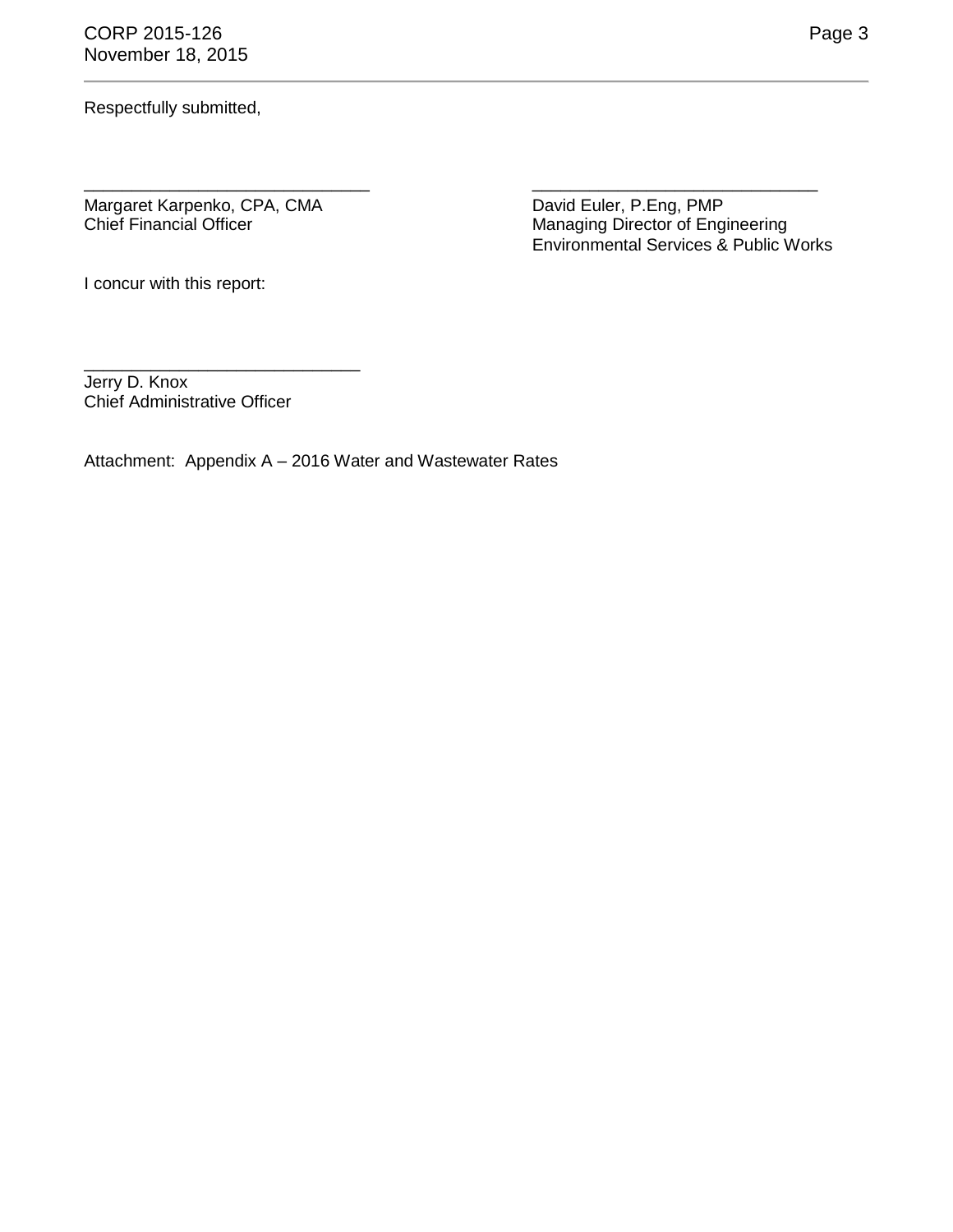Respectfully submitted,

\_\_\_\_\_\_\_\_\_\_\_\_\_\_\_\_\_\_\_\_\_\_\_\_\_\_\_\_\_\_
Margaret Karpenko, CPA, CMA
Chief Financial Officer

\_\_\_\_\_\_\_\_\_\_\_\_\_\_\_\_\_\_\_\_\_\_\_\_\_\_\_\_\_\_
David Euler, P.Eng, PMP
Managing Director of Engineering
Environmental Services & Public Works

I concur with this report:

\_\_\_\_\_\_\_\_\_\_\_\_\_\_\_\_\_\_\_\_\_\_\_\_\_\_\_\_\_\_
Jerry D. Knox
Chief Administrative Officer

Attachment: Appendix A – 2016 Water and Wastewater Rates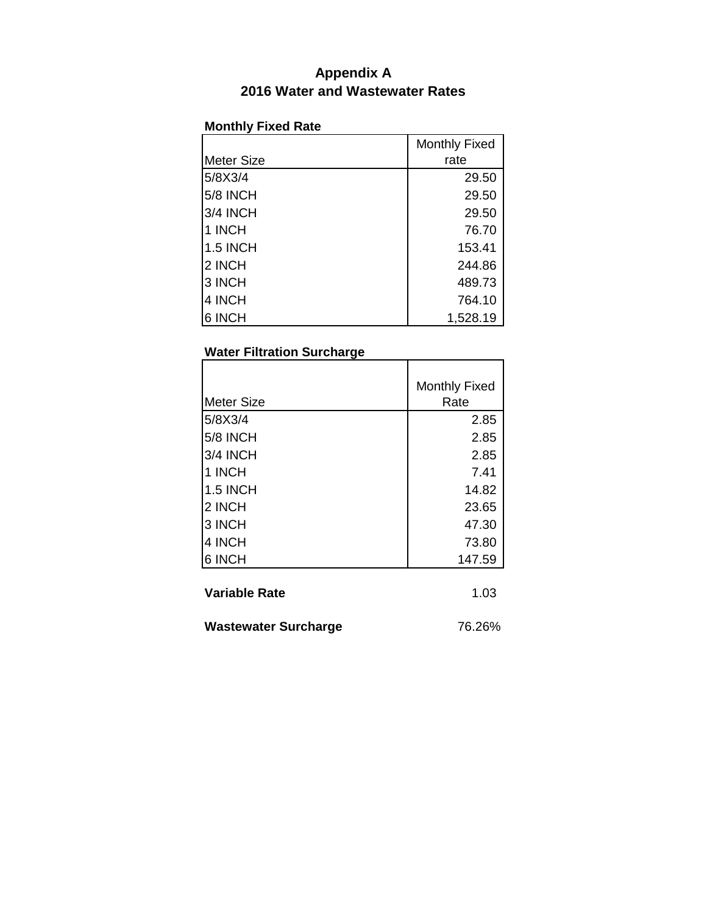# Appendix A
## 2016 Water and Wastewater Rates

**Monthly Fixed Rate**

| Meter Size | Monthly Fixed rate |
|---|---:|
| 5/8X3/4 | 29.50 |
| 5/8 INCH | 29.50 |
| 3/4 INCH | 29.50 |
| 1 INCH | 76.70 |
| 1.5 INCH | 153.41 |
| 2 INCH | 244.86 |
| 3 INCH | 489.73 |
| 4 INCH | 764.10 |
| 6 INCH | 1,528.19 |

**Water Filtration Surcharge**

| Meter Size | Monthly Fixed Rate |
|---|---:|
| 5/8X3/4 | 2.85 |
| 5/8 INCH | 2.85 |
| 3/4 INCH | 2.85 |
| 1 INCH | 7.41 |
| 1.5 INCH | 14.82 |
| 2 INCH | 23.65 |
| 3 INCH | 47.30 |
| 4 INCH | 73.80 |
| 6 INCH | 147.59 |

**Variable Rate** 1.03

**Wastewater Surcharge** 76.26%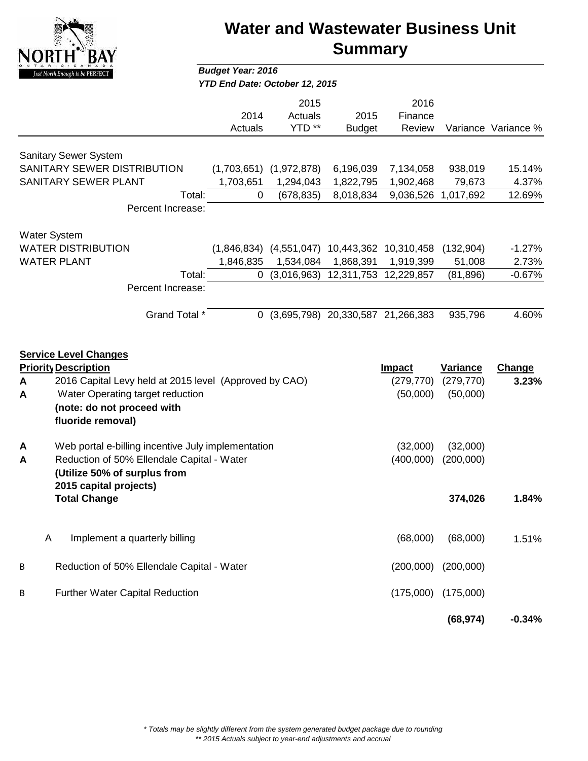# Water and Wastewater Business Unit Summary

***Budget Year: 2016***
***YTD End Date: October 12, 2015***

| | 2014 Actuals | 2015 Actuals YTD ** | 2015 Budget | 2016 Finance Review | Variance | Variance % |
|---|---|---|---|---|---|---|
| Sanitary Sewer System | | | | | | |
| SANITARY SEWER DISTRIBUTION | (1,703,651) | (1,972,878) | 6,196,039 | 7,134,058 | 938,019 | 15.14% |
| SANITARY SEWER PLANT | 1,703,651 | 1,294,043 | 1,822,795 | 1,902,468 | 79,673 | 4.37% |
| Total: | 0 | (678,835) | 8,018,834 | 9,036,526 | 1,017,692 | 12.69% |
| Percent Increase: | | | | | | |
| Water System | | | | | | |
| WATER DISTRIBUTION | (1,846,834) | (4,551,047) | 10,443,362 | 10,310,458 | (132,904) | -1.27% |
| WATER PLANT | 1,846,835 | 1,534,084 | 1,868,391 | 1,919,399 | 51,008 | 2.73% |
| Total: | 0 | (3,016,963) | 12,311,753 | 12,229,857 | (81,896) | -0.67% |
| Percent Increase: | | | | | | |
| Grand Total * | 0 | (3,695,798) | 20,330,587 | 21,266,383 | 935,796 | 4.60% |

**Service Level Changes**

| Priority | Description | Impact | Variance | Change |
|---|---|---|---|---|
| A | 2016 Capital Levy held at 2015 level (Approved by CAO) | (279,770) | (279,770) | **3.23%** |
| A | Water Operating target reduction **(note: do not proceed with fluoride removal)** | (50,000) | (50,000) | |
| A | Web portal e-billing incentive July implementation | (32,000) | (32,000) | |
| A | Reduction of 50% Ellendale Capital - Water **(Utilize 50% of surplus from 2015 capital projects)** | (400,000) | (200,000) | |
| | **Total Change** | | **374,026** | **1.84%** |
| A | Implement a quarterly billing | (68,000) | (68,000) | 1.51% |
| B | Reduction of 50% Ellendale Capital - Water | (200,000) | (200,000) | |
| B | Further Water Capital Reduction | (175,000) | (175,000) | |
| | | | **(68,974)** | **-0.34%** |

*\* Totals may be slightly different from the system generated budget package due to rounding*
*\*\* 2015 Actuals subject to year-end adjustments and accrual*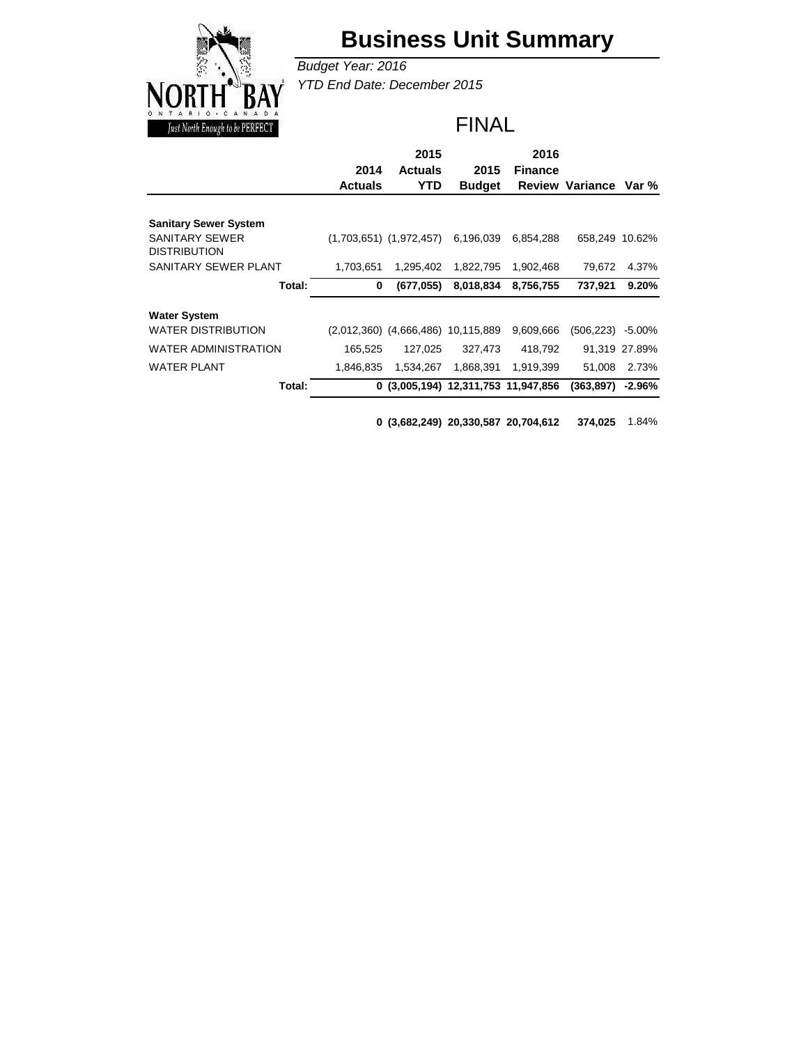# Business Unit Summary

*Budget Year: 2016*

*YTD End Date: December 2015*

FINAL

| | 2014 Actuals | 2015 Actuals YTD | 2015 Budget | 2016 Finance Review | Variance | Var % |
|---|---|---|---|---|---|---|
| **Sanitary Sewer System** | | | | | | |
| SANITARY SEWER DISTRIBUTION | (1,703,651) | (1,972,457) | 6,196,039 | 6,854,288 | 658,249 | 10.62% |
| SANITARY SEWER PLANT | 1,703,651 | 1,295,402 | 1,822,795 | 1,902,468 | 79,672 | 4.37% |
| **Total:** | **0** | **(677,055)** | **8,018,834** | **8,756,755** | **737,921** | **9.20%** |
| **Water System** | | | | | | |
| WATER DISTRIBUTION | (2,012,360) | (4,666,486) | 10,115,889 | 9,609,666 | (506,223) | -5.00% |
| WATER ADMINISTRATION | 165,525 | 127,025 | 327,473 | 418,792 | 91,319 | 27.89% |
| WATER PLANT | 1,846,835 | 1,534,267 | 1,868,391 | 1,919,399 | 51,008 | 2.73% |
| **Total:** | **0** | **(3,005,194)** | **12,311,753** | **11,947,856** | **(363,897)** | **-2.96%** |
| | **0** | **(3,682,249)** | **20,330,587** | **20,704,612** | **374,025** | 1.84% |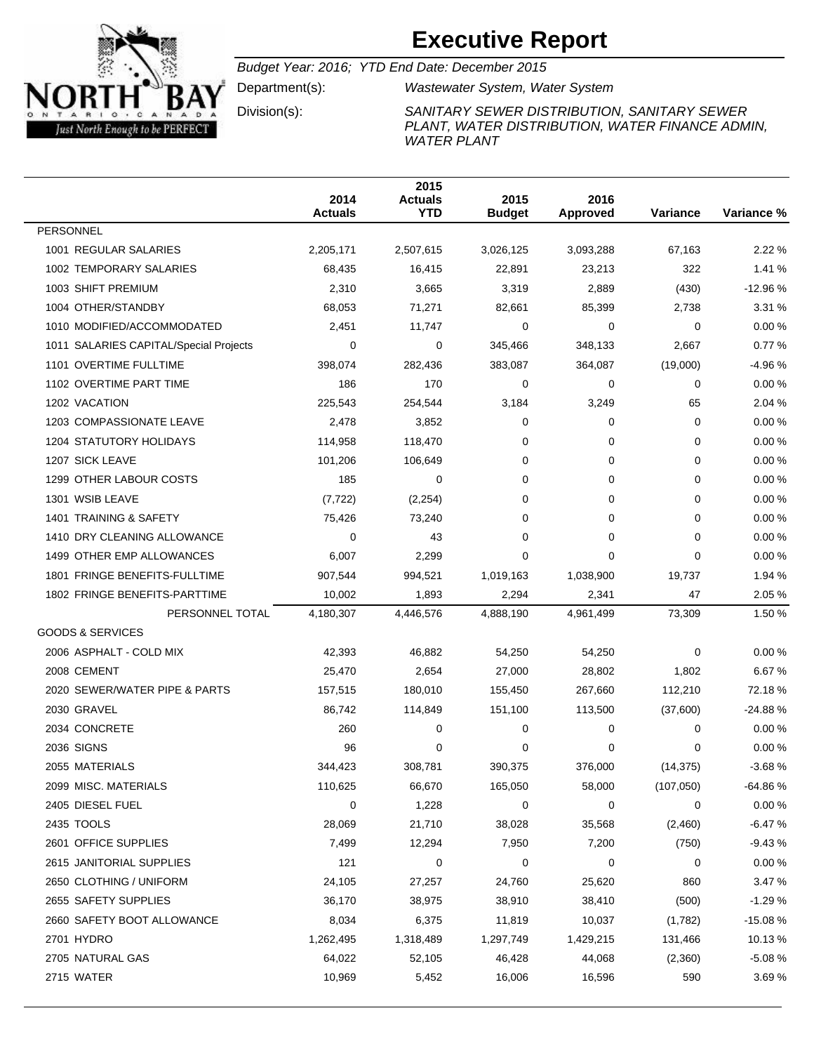# Executive Report

*Budget Year: 2016; YTD End Date: December 2015*

Department(s): *Wastewater System, Water System*

Division(s): *SANITARY SEWER DISTRIBUTION, SANITARY SEWER PLANT, WATER DISTRIBUTION, WATER FINANCE ADMIN, WATER PLANT*

| | 2014 Actuals | 2015 Actuals YTD | 2015 Budget | 2016 Approved | Variance | Variance % |
|---|---|---|---|---|---|---|
| PERSONNEL | | | | | | |
| 1001 REGULAR SALARIES | 2,205,171 | 2,507,615 | 3,026,125 | 3,093,288 | 67,163 | 2.22 % |
| 1002 TEMPORARY SALARIES | 68,435 | 16,415 | 22,891 | 23,213 | 322 | 1.41 % |
| 1003 SHIFT PREMIUM | 2,310 | 3,665 | 3,319 | 2,889 | (430) | -12.96 % |
| 1004 OTHER/STANDBY | 68,053 | 71,271 | 82,661 | 85,399 | 2,738 | 3.31 % |
| 1010 MODIFIED/ACCOMMODATED | 2,451 | 11,747 | 0 | 0 | 0 | 0.00 % |
| 1011 SALARIES CAPITAL/Special Projects | 0 | 0 | 345,466 | 348,133 | 2,667 | 0.77 % |
| 1101 OVERTIME FULLTIME | 398,074 | 282,436 | 383,087 | 364,087 | (19,000) | -4.96 % |
| 1102 OVERTIME PART TIME | 186 | 170 | 0 | 0 | 0 | 0.00 % |
| 1202 VACATION | 225,543 | 254,544 | 3,184 | 3,249 | 65 | 2.04 % |
| 1203 COMPASSIONATE LEAVE | 2,478 | 3,852 | 0 | 0 | 0 | 0.00 % |
| 1204 STATUTORY HOLIDAYS | 114,958 | 118,470 | 0 | 0 | 0 | 0.00 % |
| 1207 SICK LEAVE | 101,206 | 106,649 | 0 | 0 | 0 | 0.00 % |
| 1299 OTHER LABOUR COSTS | 185 | 0 | 0 | 0 | 0 | 0.00 % |
| 1301 WSIB LEAVE | (7,722) | (2,254) | 0 | 0 | 0 | 0.00 % |
| 1401 TRAINING & SAFETY | 75,426 | 73,240 | 0 | 0 | 0 | 0.00 % |
| 1410 DRY CLEANING ALLOWANCE | 0 | 43 | 0 | 0 | 0 | 0.00 % |
| 1499 OTHER EMP ALLOWANCES | 6,007 | 2,299 | 0 | 0 | 0 | 0.00 % |
| 1801 FRINGE BENEFITS-FULLTIME | 907,544 | 994,521 | 1,019,163 | 1,038,900 | 19,737 | 1.94 % |
| 1802 FRINGE BENEFITS-PARTTIME | 10,002 | 1,893 | 2,294 | 2,341 | 47 | 2.05 % |
| PERSONNEL TOTAL | 4,180,307 | 4,446,576 | 4,888,190 | 4,961,499 | 73,309 | 1.50 % |
| GOODS & SERVICES | | | | | | |
| 2006 ASPHALT - COLD MIX | 42,393 | 46,882 | 54,250 | 54,250 | 0 | 0.00 % |
| 2008 CEMENT | 25,470 | 2,654 | 27,000 | 28,802 | 1,802 | 6.67 % |
| 2020 SEWER/WATER PIPE & PARTS | 157,515 | 180,010 | 155,450 | 267,660 | 112,210 | 72.18 % |
| 2030 GRAVEL | 86,742 | 114,849 | 151,100 | 113,500 | (37,600) | -24.88 % |
| 2034 CONCRETE | 260 | 0 | 0 | 0 | 0 | 0.00 % |
| 2036 SIGNS | 96 | 0 | 0 | 0 | 0 | 0.00 % |
| 2055 MATERIALS | 344,423 | 308,781 | 390,375 | 376,000 | (14,375) | -3.68 % |
| 2099 MISC. MATERIALS | 110,625 | 66,670 | 165,050 | 58,000 | (107,050) | -64.86 % |
| 2405 DIESEL FUEL | 0 | 1,228 | 0 | 0 | 0 | 0.00 % |
| 2435 TOOLS | 28,069 | 21,710 | 38,028 | 35,568 | (2,460) | -6.47 % |
| 2601 OFFICE SUPPLIES | 7,499 | 12,294 | 7,950 | 7,200 | (750) | -9.43 % |
| 2615 JANITORIAL SUPPLIES | 121 | 0 | 0 | 0 | 0 | 0.00 % |
| 2650 CLOTHING / UNIFORM | 24,105 | 27,257 | 24,760 | 25,620 | 860 | 3.47 % |
| 2655 SAFETY SUPPLIES | 36,170 | 38,975 | 38,910 | 38,410 | (500) | -1.29 % |
| 2660 SAFETY BOOT ALLOWANCE | 8,034 | 6,375 | 11,819 | 10,037 | (1,782) | -15.08 % |
| 2701 HYDRO | 1,262,495 | 1,318,489 | 1,297,749 | 1,429,215 | 131,466 | 10.13 % |
| 2705 NATURAL GAS | 64,022 | 52,105 | 46,428 | 44,068 | (2,360) | -5.08 % |
| 2715 WATER | 10,969 | 5,452 | 16,006 | 16,596 | 590 | 3.69 % |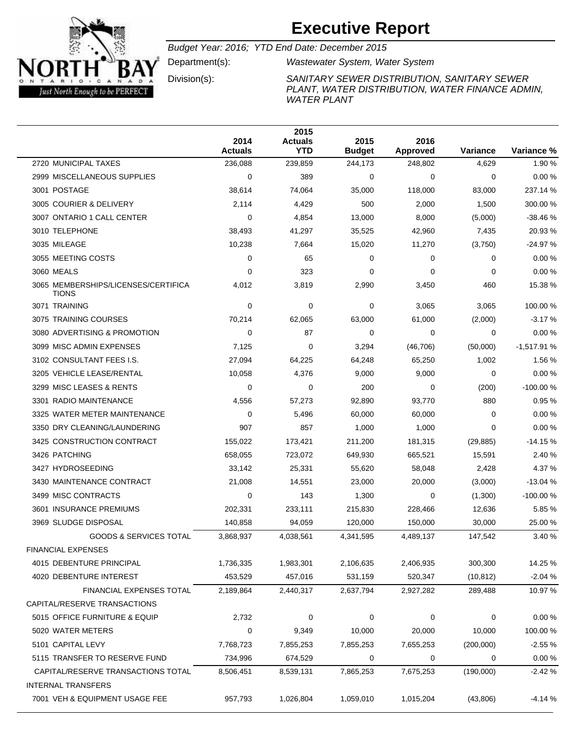# Executive Report

*Budget Year: 2016; YTD End Date: December 2015*

Department(s): *Wastewater System, Water System*

Division(s): *SANITARY SEWER DISTRIBUTION, SANITARY SEWER PLANT, WATER DISTRIBUTION, WATER FINANCE ADMIN, WATER PLANT*

| | 2014 Actuals | 2015 Actuals YTD | 2015 Budget | 2016 Approved | Variance | Variance % |
|---|---|---|---|---|---|---|
| 2720 MUNICIPAL TAXES | 236,088 | 239,859 | 244,173 | 248,802 | 4,629 | 1.90 % |
| 2999 MISCELLANEOUS SUPPLIES | 0 | 389 | 0 | 0 | 0 | 0.00 % |
| 3001 POSTAGE | 38,614 | 74,064 | 35,000 | 118,000 | 83,000 | 237.14 % |
| 3005 COURIER & DELIVERY | 2,114 | 4,429 | 500 | 2,000 | 1,500 | 300.00 % |
| 3007 ONTARIO 1 CALL CENTER | 0 | 4,854 | 13,000 | 8,000 | (5,000) | -38.46 % |
| 3010 TELEPHONE | 38,493 | 41,297 | 35,525 | 42,960 | 7,435 | 20.93 % |
| 3035 MILEAGE | 10,238 | 7,664 | 15,020 | 11,270 | (3,750) | -24.97 % |
| 3055 MEETING COSTS | 0 | 65 | 0 | 0 | 0 | 0.00 % |
| 3060 MEALS | 0 | 323 | 0 | 0 | 0 | 0.00 % |
| 3065 MEMBERSHIPS/LICENSES/CERTIFICATIONS | 4,012 | 3,819 | 2,990 | 3,450 | 460 | 15.38 % |
| 3071 TRAINING | 0 | 0 | 0 | 3,065 | 3,065 | 100.00 % |
| 3075 TRAINING COURSES | 70,214 | 62,065 | 63,000 | 61,000 | (2,000) | -3.17 % |
| 3080 ADVERTISING & PROMOTION | 0 | 87 | 0 | 0 | 0 | 0.00 % |
| 3099 MISC ADMIN EXPENSES | 7,125 | 0 | 3,294 | (46,706) | (50,000) | -1,517.91 % |
| 3102 CONSULTANT FEES I.S. | 27,094 | 64,225 | 64,248 | 65,250 | 1,002 | 1.56 % |
| 3205 VEHICLE LEASE/RENTAL | 10,058 | 4,376 | 9,000 | 9,000 | 0 | 0.00 % |
| 3299 MISC LEASES & RENTS | 0 | 0 | 200 | 0 | (200) | -100.00 % |
| 3301 RADIO MAINTENANCE | 4,556 | 57,273 | 92,890 | 93,770 | 880 | 0.95 % |
| 3325 WATER METER MAINTENANCE | 0 | 5,496 | 60,000 | 60,000 | 0 | 0.00 % |
| 3350 DRY CLEANING/LAUNDERING | 907 | 857 | 1,000 | 1,000 | 0 | 0.00 % |
| 3425 CONSTRUCTION CONTRACT | 155,022 | 173,421 | 211,200 | 181,315 | (29,885) | -14.15 % |
| 3426 PATCHING | 658,055 | 723,072 | 649,930 | 665,521 | 15,591 | 2.40 % |
| 3427 HYDROSEEDING | 33,142 | 25,331 | 55,620 | 58,048 | 2,428 | 4.37 % |
| 3430 MAINTENANCE CONTRACT | 21,008 | 14,551 | 23,000 | 20,000 | (3,000) | -13.04 % |
| 3499 MISC CONTRACTS | 0 | 143 | 1,300 | 0 | (1,300) | -100.00 % |
| 3601 INSURANCE PREMIUMS | 202,331 | 233,111 | 215,830 | 228,466 | 12,636 | 5.85 % |
| 3969 SLUDGE DISPOSAL | 140,858 | 94,059 | 120,000 | 150,000 | 30,000 | 25.00 % |
| GOODS & SERVICES TOTAL | 3,868,937 | 4,038,561 | 4,341,595 | 4,489,137 | 147,542 | 3.40 % |
| FINANCIAL EXPENSES | | | | | | |
| 4015 DEBENTURE PRINCIPAL | 1,736,335 | 1,983,301 | 2,106,635 | 2,406,935 | 300,300 | 14.25 % |
| 4020 DEBENTURE INTEREST | 453,529 | 457,016 | 531,159 | 520,347 | (10,812) | -2.04 % |
| FINANCIAL EXPENSES TOTAL | 2,189,864 | 2,440,317 | 2,637,794 | 2,927,282 | 289,488 | 10.97 % |
| CAPITAL/RESERVE TRANSACTIONS | | | | | | |
| 5015 OFFICE FURNITURE & EQUIP | 2,732 | 0 | 0 | 0 | 0 | 0.00 % |
| 5020 WATER METERS | 0 | 9,349 | 10,000 | 20,000 | 10,000 | 100.00 % |
| 5101 CAPITAL LEVY | 7,768,723 | 7,855,253 | 7,855,253 | 7,655,253 | (200,000) | -2.55 % |
| 5115 TRANSFER TO RESERVE FUND | 734,996 | 674,529 | 0 | 0 | 0 | 0.00 % |
| CAPITAL/RESERVE TRANSACTIONS TOTAL | 8,506,451 | 8,539,131 | 7,865,253 | 7,675,253 | (190,000) | -2.42 % |
| INTERNAL TRANSFERS | | | | | | |
| 7001 VEH & EQUIPMENT USAGE FEE | 957,793 | 1,026,804 | 1,059,010 | 1,015,204 | (43,806) | -4.14 % |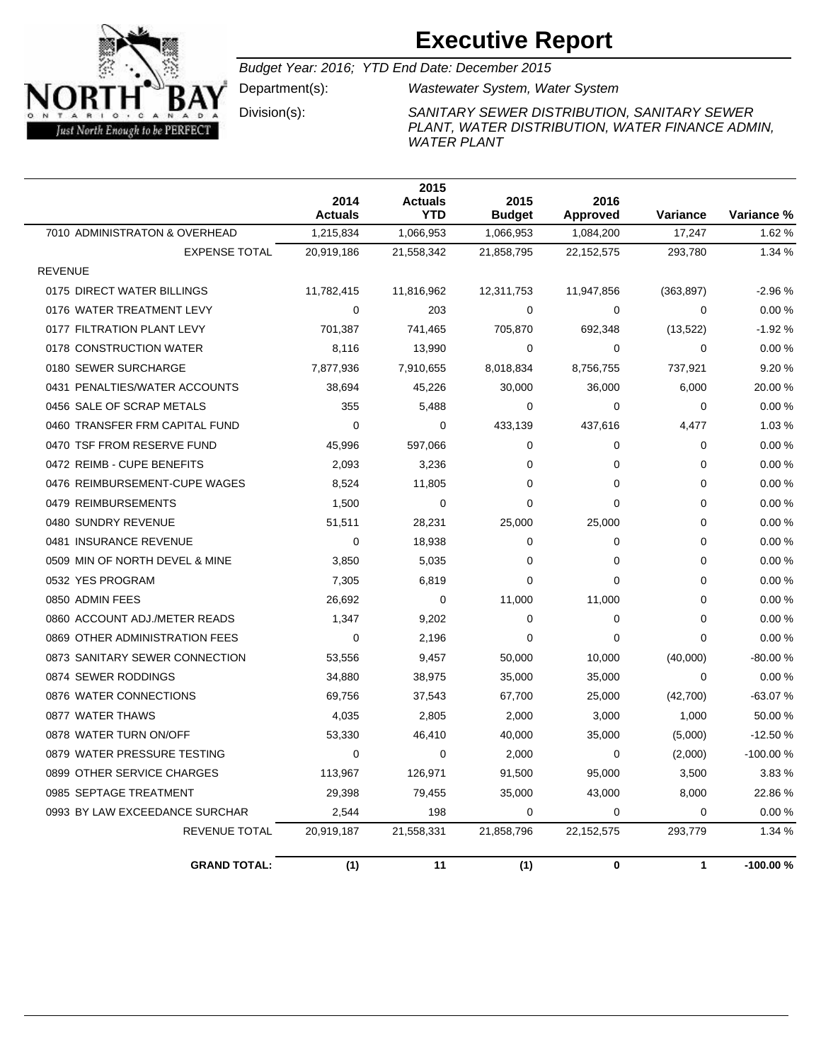# Executive Report

*Budget Year: 2016; YTD End Date: December 2015*

Department(s): *Wastewater System, Water System*

Division(s): *SANITARY SEWER DISTRIBUTION, SANITARY SEWER PLANT, WATER DISTRIBUTION, WATER FINANCE ADMIN, WATER PLANT*

| | 2014 Actuals | 2015 Actuals YTD | 2015 Budget | 2016 Approved | Variance | Variance % |
|---|---|---|---|---|---|---|
| 7010 ADMINISTRATON & OVERHEAD | 1,215,834 | 1,066,953 | 1,066,953 | 1,084,200 | 17,247 | 1.62 % |
| EXPENSE TOTAL | 20,919,186 | 21,558,342 | 21,858,795 | 22,152,575 | 293,780 | 1.34 % |
| REVENUE | | | | | | |
| 0175 DIRECT WATER BILLINGS | 11,782,415 | 11,816,962 | 12,311,753 | 11,947,856 | (363,897) | -2.96 % |
| 0176 WATER TREATMENT LEVY | 0 | 203 | 0 | 0 | 0 | 0.00 % |
| 0177 FILTRATION PLANT LEVY | 701,387 | 741,465 | 705,870 | 692,348 | (13,522) | -1.92 % |
| 0178 CONSTRUCTION WATER | 8,116 | 13,990 | 0 | 0 | 0 | 0.00 % |
| 0180 SEWER SURCHARGE | 7,877,936 | 7,910,655 | 8,018,834 | 8,756,755 | 737,921 | 9.20 % |
| 0431 PENALTIES/WATER ACCOUNTS | 38,694 | 45,226 | 30,000 | 36,000 | 6,000 | 20.00 % |
| 0456 SALE OF SCRAP METALS | 355 | 5,488 | 0 | 0 | 0 | 0.00 % |
| 0460 TRANSFER FRM CAPITAL FUND | 0 | 0 | 433,139 | 437,616 | 4,477 | 1.03 % |
| 0470 TSF FROM RESERVE FUND | 45,996 | 597,066 | 0 | 0 | 0 | 0.00 % |
| 0472 REIMB - CUPE BENEFITS | 2,093 | 3,236 | 0 | 0 | 0 | 0.00 % |
| 0476 REIMBURSEMENT-CUPE WAGES | 8,524 | 11,805 | 0 | 0 | 0 | 0.00 % |
| 0479 REIMBURSEMENTS | 1,500 | 0 | 0 | 0 | 0 | 0.00 % |
| 0480 SUNDRY REVENUE | 51,511 | 28,231 | 25,000 | 25,000 | 0 | 0.00 % |
| 0481 INSURANCE REVENUE | 0 | 18,938 | 0 | 0 | 0 | 0.00 % |
| 0509 MIN OF NORTH DEVEL & MINE | 3,850 | 5,035 | 0 | 0 | 0 | 0.00 % |
| 0532 YES PROGRAM | 7,305 | 6,819 | 0 | 0 | 0 | 0.00 % |
| 0850 ADMIN FEES | 26,692 | 0 | 11,000 | 11,000 | 0 | 0.00 % |
| 0860 ACCOUNT ADJ./METER READS | 1,347 | 9,202 | 0 | 0 | 0 | 0.00 % |
| 0869 OTHER ADMINISTRATION FEES | 0 | 2,196 | 0 | 0 | 0 | 0.00 % |
| 0873 SANITARY SEWER CONNECTION | 53,556 | 9,457 | 50,000 | 10,000 | (40,000) | -80.00 % |
| 0874 SEWER RODDINGS | 34,880 | 38,975 | 35,000 | 35,000 | 0 | 0.00 % |
| 0876 WATER CONNECTIONS | 69,756 | 37,543 | 67,700 | 25,000 | (42,700) | -63.07 % |
| 0877 WATER THAWS | 4,035 | 2,805 | 2,000 | 3,000 | 1,000 | 50.00 % |
| 0878 WATER TURN ON/OFF | 53,330 | 46,410 | 40,000 | 35,000 | (5,000) | -12.50 % |
| 0879 WATER PRESSURE TESTING | 0 | 0 | 2,000 | 0 | (2,000) | -100.00 % |
| 0899 OTHER SERVICE CHARGES | 113,967 | 126,971 | 91,500 | 95,000 | 3,500 | 3.83 % |
| 0985 SEPTAGE TREATMENT | 29,398 | 79,455 | 35,000 | 43,000 | 8,000 | 22.86 % |
| 0993 BY LAW EXCEEDANCE SURCHAR | 2,544 | 198 | 0 | 0 | 0 | 0.00 % |
| REVENUE TOTAL | 20,919,187 | 21,558,331 | 21,858,796 | 22,152,575 | 293,779 | 1.34 % |
| **GRAND TOTAL:** | **(1)** | **11** | **(1)** | **0** | **1** | **-100.00 %** |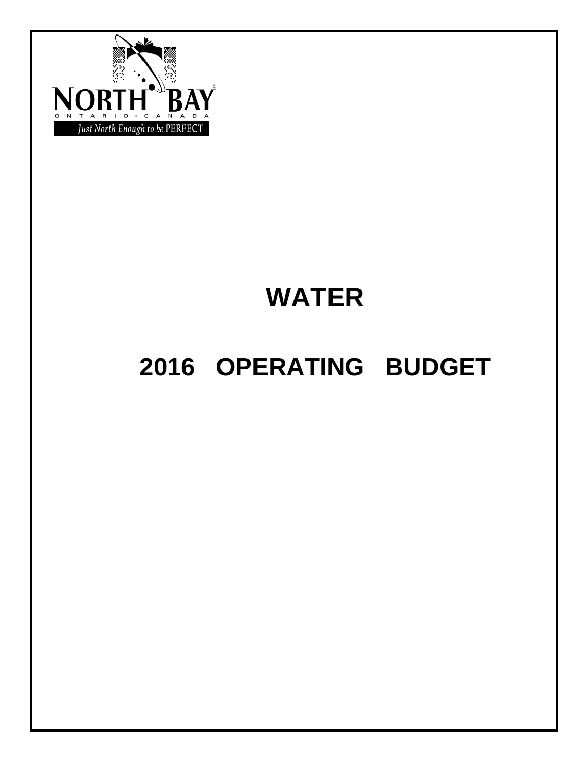NORTH BAY

ONTARIO · CANADA

Just North Enough to be PERFECT

# WATER

# 2016 OPERATING BUDGET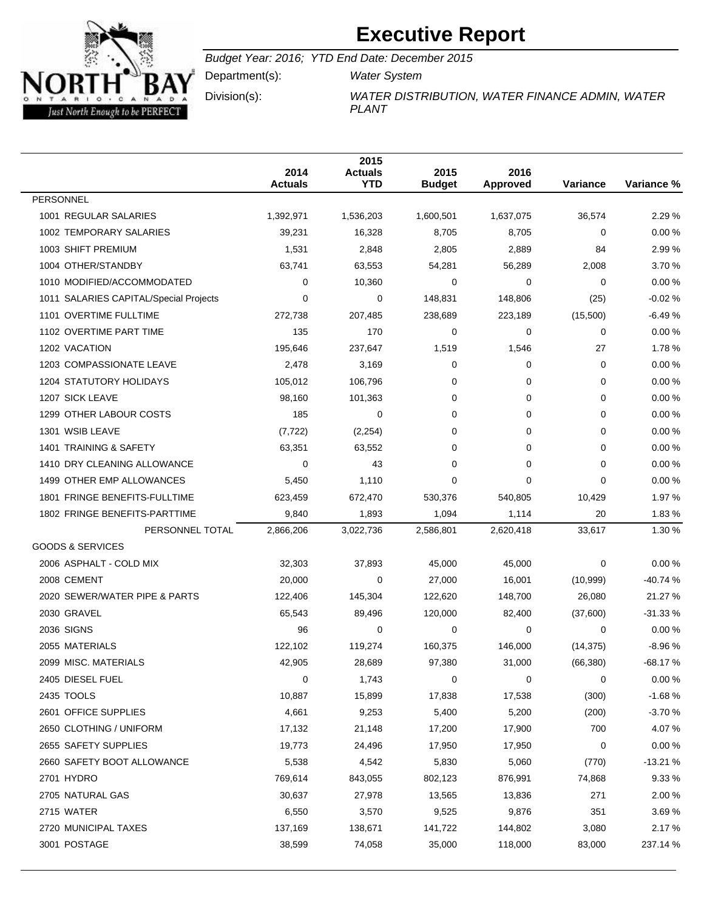# Executive Report

*Budget Year: 2016; YTD End Date: December 2015*

Department(s): *Water System*

Division(s): *WATER DISTRIBUTION, WATER FINANCE ADMIN, WATER PLANT*

| | 2014 Actuals | 2015 Actuals YTD | 2015 Budget | 2016 Approved | Variance | Variance % |
|---|---|---|---|---|---|---|
| PERSONNEL | | | | | | |
| 1001 REGULAR SALARIES | 1,392,971 | 1,536,203 | 1,600,501 | 1,637,075 | 36,574 | 2.29 % |
| 1002 TEMPORARY SALARIES | 39,231 | 16,328 | 8,705 | 8,705 | 0 | 0.00 % |
| 1003 SHIFT PREMIUM | 1,531 | 2,848 | 2,805 | 2,889 | 84 | 2.99 % |
| 1004 OTHER/STANDBY | 63,741 | 63,553 | 54,281 | 56,289 | 2,008 | 3.70 % |
| 1010 MODIFIED/ACCOMMODATED | 0 | 10,360 | 0 | 0 | 0 | 0.00 % |
| 1011 SALARIES CAPITAL/Special Projects | 0 | 0 | 148,831 | 148,806 | (25) | -0.02 % |
| 1101 OVERTIME FULLTIME | 272,738 | 207,485 | 238,689 | 223,189 | (15,500) | -6.49 % |
| 1102 OVERTIME PART TIME | 135 | 170 | 0 | 0 | 0 | 0.00 % |
| 1202 VACATION | 195,646 | 237,647 | 1,519 | 1,546 | 27 | 1.78 % |
| 1203 COMPASSIONATE LEAVE | 2,478 | 3,169 | 0 | 0 | 0 | 0.00 % |
| 1204 STATUTORY HOLIDAYS | 105,012 | 106,796 | 0 | 0 | 0 | 0.00 % |
| 1207 SICK LEAVE | 98,160 | 101,363 | 0 | 0 | 0 | 0.00 % |
| 1299 OTHER LABOUR COSTS | 185 | 0 | 0 | 0 | 0 | 0.00 % |
| 1301 WSIB LEAVE | (7,722) | (2,254) | 0 | 0 | 0 | 0.00 % |
| 1401 TRAINING & SAFETY | 63,351 | 63,552 | 0 | 0 | 0 | 0.00 % |
| 1410 DRY CLEANING ALLOWANCE | 0 | 43 | 0 | 0 | 0 | 0.00 % |
| 1499 OTHER EMP ALLOWANCES | 5,450 | 1,110 | 0 | 0 | 0 | 0.00 % |
| 1801 FRINGE BENEFITS-FULLTIME | 623,459 | 672,470 | 530,376 | 540,805 | 10,429 | 1.97 % |
| 1802 FRINGE BENEFITS-PARTTIME | 9,840 | 1,893 | 1,094 | 1,114 | 20 | 1.83 % |
| PERSONNEL TOTAL | 2,866,206 | 3,022,736 | 2,586,801 | 2,620,418 | 33,617 | 1.30 % |
| GOODS & SERVICES | | | | | | |
| 2006 ASPHALT - COLD MIX | 32,303 | 37,893 | 45,000 | 45,000 | 0 | 0.00 % |
| 2008 CEMENT | 20,000 | 0 | 27,000 | 16,001 | (10,999) | -40.74 % |
| 2020 SEWER/WATER PIPE & PARTS | 122,406 | 145,304 | 122,620 | 148,700 | 26,080 | 21.27 % |
| 2030 GRAVEL | 65,543 | 89,496 | 120,000 | 82,400 | (37,600) | -31.33 % |
| 2036 SIGNS | 96 | 0 | 0 | 0 | 0 | 0.00 % |
| 2055 MATERIALS | 122,102 | 119,274 | 160,375 | 146,000 | (14,375) | -8.96 % |
| 2099 MISC. MATERIALS | 42,905 | 28,689 | 97,380 | 31,000 | (66,380) | -68.17 % |
| 2405 DIESEL FUEL | 0 | 1,743 | 0 | 0 | 0 | 0.00 % |
| 2435 TOOLS | 10,887 | 15,899 | 17,838 | 17,538 | (300) | -1.68 % |
| 2601 OFFICE SUPPLIES | 4,661 | 9,253 | 5,400 | 5,200 | (200) | -3.70 % |
| 2650 CLOTHING / UNIFORM | 17,132 | 21,148 | 17,200 | 17,900 | 700 | 4.07 % |
| 2655 SAFETY SUPPLIES | 19,773 | 24,496 | 17,950 | 17,950 | 0 | 0.00 % |
| 2660 SAFETY BOOT ALLOWANCE | 5,538 | 4,542 | 5,830 | 5,060 | (770) | -13.21 % |
| 2701 HYDRO | 769,614 | 843,055 | 802,123 | 876,991 | 74,868 | 9.33 % |
| 2705 NATURAL GAS | 30,637 | 27,978 | 13,565 | 13,836 | 271 | 2.00 % |
| 2715 WATER | 6,550 | 3,570 | 9,525 | 9,876 | 351 | 3.69 % |
| 2720 MUNICIPAL TAXES | 137,169 | 138,671 | 141,722 | 144,802 | 3,080 | 2.17 % |
| 3001 POSTAGE | 38,599 | 74,058 | 35,000 | 118,000 | 83,000 | 237.14 % |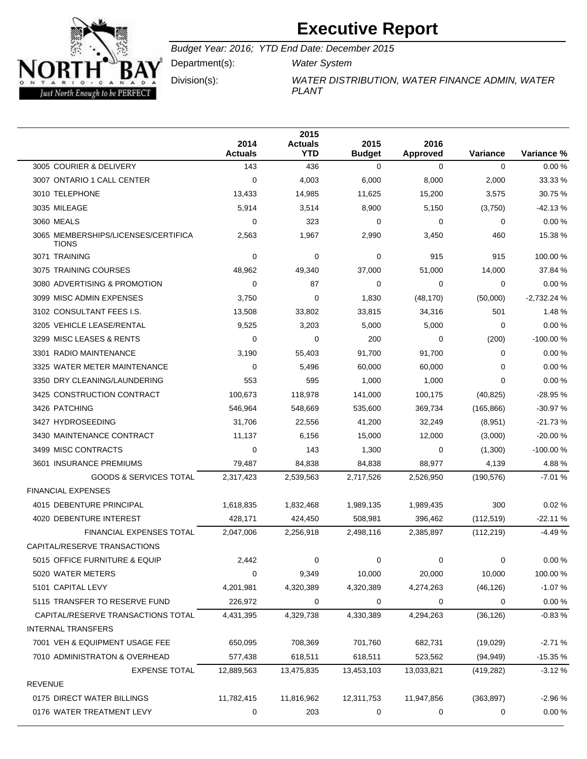# Executive Report

*Budget Year: 2016; YTD End Date: December 2015*

Department(s): *Water System*

Division(s): *WATER DISTRIBUTION, WATER FINANCE ADMIN, WATER PLANT*

| | 2014 Actuals | 2015 Actuals YTD | 2015 Budget | 2016 Approved | Variance | Variance % |
|---|---|---|---|---|---|---|
| 3005 COURIER & DELIVERY | 143 | 436 | 0 | 0 | 0 | 0.00 % |
| 3007 ONTARIO 1 CALL CENTER | 0 | 4,003 | 6,000 | 8,000 | 2,000 | 33.33 % |
| 3010 TELEPHONE | 13,433 | 14,985 | 11,625 | 15,200 | 3,575 | 30.75 % |
| 3035 MILEAGE | 5,914 | 3,514 | 8,900 | 5,150 | (3,750) | -42.13 % |
| 3060 MEALS | 0 | 323 | 0 | 0 | 0 | 0.00 % |
| 3065 MEMBERSHIPS/LICENSES/CERTIFICATIONS | 2,563 | 1,967 | 2,990 | 3,450 | 460 | 15.38 % |
| 3071 TRAINING | 0 | 0 | 0 | 915 | 915 | 100.00 % |
| 3075 TRAINING COURSES | 48,962 | 49,340 | 37,000 | 51,000 | 14,000 | 37.84 % |
| 3080 ADVERTISING & PROMOTION | 0 | 87 | 0 | 0 | 0 | 0.00 % |
| 3099 MISC ADMIN EXPENSES | 3,750 | 0 | 1,830 | (48,170) | (50,000) | -2,732.24 % |
| 3102 CONSULTANT FEES I.S. | 13,508 | 33,802 | 33,815 | 34,316 | 501 | 1.48 % |
| 3205 VEHICLE LEASE/RENTAL | 9,525 | 3,203 | 5,000 | 5,000 | 0 | 0.00 % |
| 3299 MISC LEASES & RENTS | 0 | 0 | 200 | 0 | (200) | -100.00 % |
| 3301 RADIO MAINTENANCE | 3,190 | 55,403 | 91,700 | 91,700 | 0 | 0.00 % |
| 3325 WATER METER MAINTENANCE | 0 | 5,496 | 60,000 | 60,000 | 0 | 0.00 % |
| 3350 DRY CLEANING/LAUNDERING | 553 | 595 | 1,000 | 1,000 | 0 | 0.00 % |
| 3425 CONSTRUCTION CONTRACT | 100,673 | 118,978 | 141,000 | 100,175 | (40,825) | -28.95 % |
| 3426 PATCHING | 546,964 | 548,669 | 535,600 | 369,734 | (165,866) | -30.97 % |
| 3427 HYDROSEEDING | 31,706 | 22,556 | 41,200 | 32,249 | (8,951) | -21.73 % |
| 3430 MAINTENANCE CONTRACT | 11,137 | 6,156 | 15,000 | 12,000 | (3,000) | -20.00 % |
| 3499 MISC CONTRACTS | 0 | 143 | 1,300 | 0 | (1,300) | -100.00 % |
| 3601 INSURANCE PREMIUMS | 79,487 | 84,838 | 84,838 | 88,977 | 4,139 | 4.88 % |
| GOODS & SERVICES TOTAL | 2,317,423 | 2,539,563 | 2,717,526 | 2,526,950 | (190,576) | -7.01 % |
| FINANCIAL EXPENSES | | | | | | |
| 4015 DEBENTURE PRINCIPAL | 1,618,835 | 1,832,468 | 1,989,135 | 1,989,435 | 300 | 0.02 % |
| 4020 DEBENTURE INTEREST | 428,171 | 424,450 | 508,981 | 396,462 | (112,519) | -22.11 % |
| FINANCIAL EXPENSES TOTAL | 2,047,006 | 2,256,918 | 2,498,116 | 2,385,897 | (112,219) | -4.49 % |
| CAPITAL/RESERVE TRANSACTIONS | | | | | | |
| 5015 OFFICE FURNITURE & EQUIP | 2,442 | 0 | 0 | 0 | 0 | 0.00 % |
| 5020 WATER METERS | 0 | 9,349 | 10,000 | 20,000 | 10,000 | 100.00 % |
| 5101 CAPITAL LEVY | 4,201,981 | 4,320,389 | 4,320,389 | 4,274,263 | (46,126) | -1.07 % |
| 5115 TRANSFER TO RESERVE FUND | 226,972 | 0 | 0 | 0 | 0 | 0.00 % |
| CAPITAL/RESERVE TRANSACTIONS TOTAL | 4,431,395 | 4,329,738 | 4,330,389 | 4,294,263 | (36,126) | -0.83 % |
| INTERNAL TRANSFERS | | | | | | |
| 7001 VEH & EQUIPMENT USAGE FEE | 650,095 | 708,369 | 701,760 | 682,731 | (19,029) | -2.71 % |
| 7010 ADMINISTRATON & OVERHEAD | 577,438 | 618,511 | 618,511 | 523,562 | (94,949) | -15.35 % |
| EXPENSE TOTAL | 12,889,563 | 13,475,835 | 13,453,103 | 13,033,821 | (419,282) | -3.12 % |
| REVENUE | | | | | | |
| 0175 DIRECT WATER BILLINGS | 11,782,415 | 11,816,962 | 12,311,753 | 11,947,856 | (363,897) | -2.96 % |
| 0176 WATER TREATMENT LEVY | 0 | 203 | 0 | 0 | 0 | 0.00 % |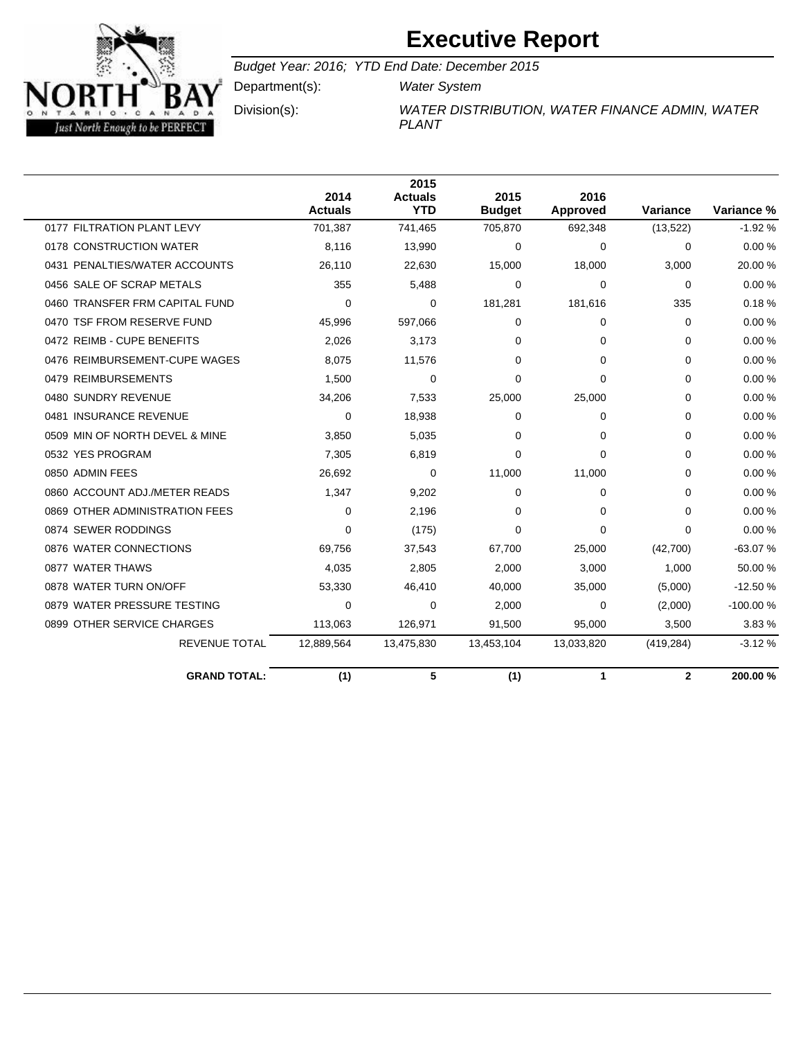# Executive Report

*Budget Year: 2016; YTD End Date: December 2015*

Department(s): *Water System*

Division(s): *WATER DISTRIBUTION, WATER FINANCE ADMIN, WATER PLANT*

| | 2014 Actuals | 2015 Actuals YTD | 2015 Budget | 2016 Approved | Variance | Variance % |
|---|---|---|---|---|---|---|
| 0177 FILTRATION PLANT LEVY | 701,387 | 741,465 | 705,870 | 692,348 | (13,522) | -1.92 % |
| 0178 CONSTRUCTION WATER | 8,116 | 13,990 | 0 | 0 | 0 | 0.00 % |
| 0431 PENALTIES/WATER ACCOUNTS | 26,110 | 22,630 | 15,000 | 18,000 | 3,000 | 20.00 % |
| 0456 SALE OF SCRAP METALS | 355 | 5,488 | 0 | 0 | 0 | 0.00 % |
| 0460 TRANSFER FRM CAPITAL FUND | 0 | 0 | 181,281 | 181,616 | 335 | 0.18 % |
| 0470 TSF FROM RESERVE FUND | 45,996 | 597,066 | 0 | 0 | 0 | 0.00 % |
| 0472 REIMB - CUPE BENEFITS | 2,026 | 3,173 | 0 | 0 | 0 | 0.00 % |
| 0476 REIMBURSEMENT-CUPE WAGES | 8,075 | 11,576 | 0 | 0 | 0 | 0.00 % |
| 0479 REIMBURSEMENTS | 1,500 | 0 | 0 | 0 | 0 | 0.00 % |
| 0480 SUNDRY REVENUE | 34,206 | 7,533 | 25,000 | 25,000 | 0 | 0.00 % |
| 0481 INSURANCE REVENUE | 0 | 18,938 | 0 | 0 | 0 | 0.00 % |
| 0509 MIN OF NORTH DEVEL & MINE | 3,850 | 5,035 | 0 | 0 | 0 | 0.00 % |
| 0532 YES PROGRAM | 7,305 | 6,819 | 0 | 0 | 0 | 0.00 % |
| 0850 ADMIN FEES | 26,692 | 0 | 11,000 | 11,000 | 0 | 0.00 % |
| 0860 ACCOUNT ADJ./METER READS | 1,347 | 9,202 | 0 | 0 | 0 | 0.00 % |
| 0869 OTHER ADMINISTRATION FEES | 0 | 2,196 | 0 | 0 | 0 | 0.00 % |
| 0874 SEWER RODDINGS | 0 | (175) | 0 | 0 | 0 | 0.00 % |
| 0876 WATER CONNECTIONS | 69,756 | 37,543 | 67,700 | 25,000 | (42,700) | -63.07 % |
| 0877 WATER THAWS | 4,035 | 2,805 | 2,000 | 3,000 | 1,000 | 50.00 % |
| 0878 WATER TURN ON/OFF | 53,330 | 46,410 | 40,000 | 35,000 | (5,000) | -12.50 % |
| 0879 WATER PRESSURE TESTING | 0 | 0 | 2,000 | 0 | (2,000) | -100.00 % |
| 0899 OTHER SERVICE CHARGES | 113,063 | 126,971 | 91,500 | 95,000 | 3,500 | 3.83 % |
| REVENUE TOTAL | 12,889,564 | 13,475,830 | 13,453,104 | 13,033,820 | (419,284) | -3.12 % |
| **GRAND TOTAL:** | **(1)** | **5** | **(1)** | **1** | **2** | **200.00 %** |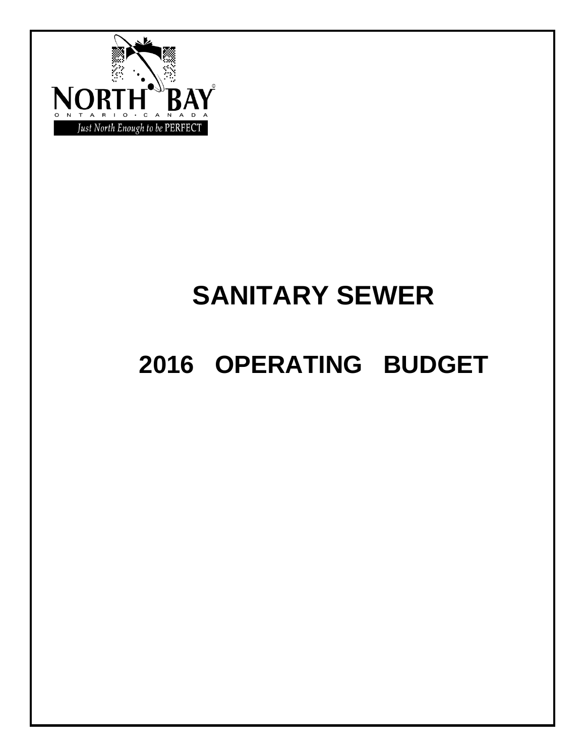NORTH BAY

ONTARIO · CANADA

Just North Enough to be PERFECT

# SANITARY SEWER

# 2016 OPERATING BUDGET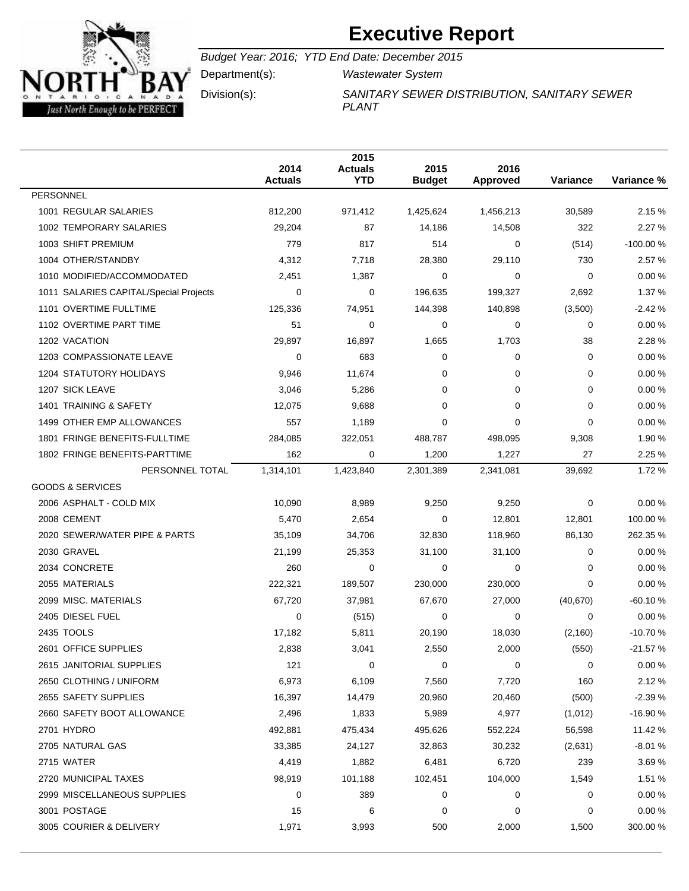# Executive Report

*Budget Year: 2016; YTD End Date: December 2015*

Department(s): *Wastewater System*

Division(s): *SANITARY SEWER DISTRIBUTION, SANITARY SEWER PLANT*

| | 2014 Actuals | 2015 Actuals YTD | 2015 Budget | 2016 Approved | Variance | Variance % |
|---|---|---|---|---|---|---|
| PERSONNEL | | | | | | |
| 1001 REGULAR SALARIES | 812,200 | 971,412 | 1,425,624 | 1,456,213 | 30,589 | 2.15 % |
| 1002 TEMPORARY SALARIES | 29,204 | 87 | 14,186 | 14,508 | 322 | 2.27 % |
| 1003 SHIFT PREMIUM | 779 | 817 | 514 | 0 | (514) | -100.00 % |
| 1004 OTHER/STANDBY | 4,312 | 7,718 | 28,380 | 29,110 | 730 | 2.57 % |
| 1010 MODIFIED/ACCOMMODATED | 2,451 | 1,387 | 0 | 0 | 0 | 0.00 % |
| 1011 SALARIES CAPITAL/Special Projects | 0 | 0 | 196,635 | 199,327 | 2,692 | 1.37 % |
| 1101 OVERTIME FULLTIME | 125,336 | 74,951 | 144,398 | 140,898 | (3,500) | -2.42 % |
| 1102 OVERTIME PART TIME | 51 | 0 | 0 | 0 | 0 | 0.00 % |
| 1202 VACATION | 29,897 | 16,897 | 1,665 | 1,703 | 38 | 2.28 % |
| 1203 COMPASSIONATE LEAVE | 0 | 683 | 0 | 0 | 0 | 0.00 % |
| 1204 STATUTORY HOLIDAYS | 9,946 | 11,674 | 0 | 0 | 0 | 0.00 % |
| 1207 SICK LEAVE | 3,046 | 5,286 | 0 | 0 | 0 | 0.00 % |
| 1401 TRAINING & SAFETY | 12,075 | 9,688 | 0 | 0 | 0 | 0.00 % |
| 1499 OTHER EMP ALLOWANCES | 557 | 1,189 | 0 | 0 | 0 | 0.00 % |
| 1801 FRINGE BENEFITS-FULLTIME | 284,085 | 322,051 | 488,787 | 498,095 | 9,308 | 1.90 % |
| 1802 FRINGE BENEFITS-PARTTIME | 162 | 0 | 1,200 | 1,227 | 27 | 2.25 % |
| PERSONNEL TOTAL | 1,314,101 | 1,423,840 | 2,301,389 | 2,341,081 | 39,692 | 1.72 % |
| GOODS & SERVICES | | | | | | |
| 2006 ASPHALT - COLD MIX | 10,090 | 8,989 | 9,250 | 9,250 | 0 | 0.00 % |
| 2008 CEMENT | 5,470 | 2,654 | 0 | 12,801 | 12,801 | 100.00 % |
| 2020 SEWER/WATER PIPE & PARTS | 35,109 | 34,706 | 32,830 | 118,960 | 86,130 | 262.35 % |
| 2030 GRAVEL | 21,199 | 25,353 | 31,100 | 31,100 | 0 | 0.00 % |
| 2034 CONCRETE | 260 | 0 | 0 | 0 | 0 | 0.00 % |
| 2055 MATERIALS | 222,321 | 189,507 | 230,000 | 230,000 | 0 | 0.00 % |
| 2099 MISC. MATERIALS | 67,720 | 37,981 | 67,670 | 27,000 | (40,670) | -60.10 % |
| 2405 DIESEL FUEL | 0 | (515) | 0 | 0 | 0 | 0.00 % |
| 2435 TOOLS | 17,182 | 5,811 | 20,190 | 18,030 | (2,160) | -10.70 % |
| 2601 OFFICE SUPPLIES | 2,838 | 3,041 | 2,550 | 2,000 | (550) | -21.57 % |
| 2615 JANITORIAL SUPPLIES | 121 | 0 | 0 | 0 | 0 | 0.00 % |
| 2650 CLOTHING / UNIFORM | 6,973 | 6,109 | 7,560 | 7,720 | 160 | 2.12 % |
| 2655 SAFETY SUPPLIES | 16,397 | 14,479 | 20,960 | 20,460 | (500) | -2.39 % |
| 2660 SAFETY BOOT ALLOWANCE | 2,496 | 1,833 | 5,989 | 4,977 | (1,012) | -16.90 % |
| 2701 HYDRO | 492,881 | 475,434 | 495,626 | 552,224 | 56,598 | 11.42 % |
| 2705 NATURAL GAS | 33,385 | 24,127 | 32,863 | 30,232 | (2,631) | -8.01 % |
| 2715 WATER | 4,419 | 1,882 | 6,481 | 6,720 | 239 | 3.69 % |
| 2720 MUNICIPAL TAXES | 98,919 | 101,188 | 102,451 | 104,000 | 1,549 | 1.51 % |
| 2999 MISCELLANEOUS SUPPLIES | 0 | 389 | 0 | 0 | 0 | 0.00 % |
| 3001 POSTAGE | 15 | 6 | 0 | 0 | 0 | 0.00 % |
| 3005 COURIER & DELIVERY | 1,971 | 3,993 | 500 | 2,000 | 1,500 | 300.00 % |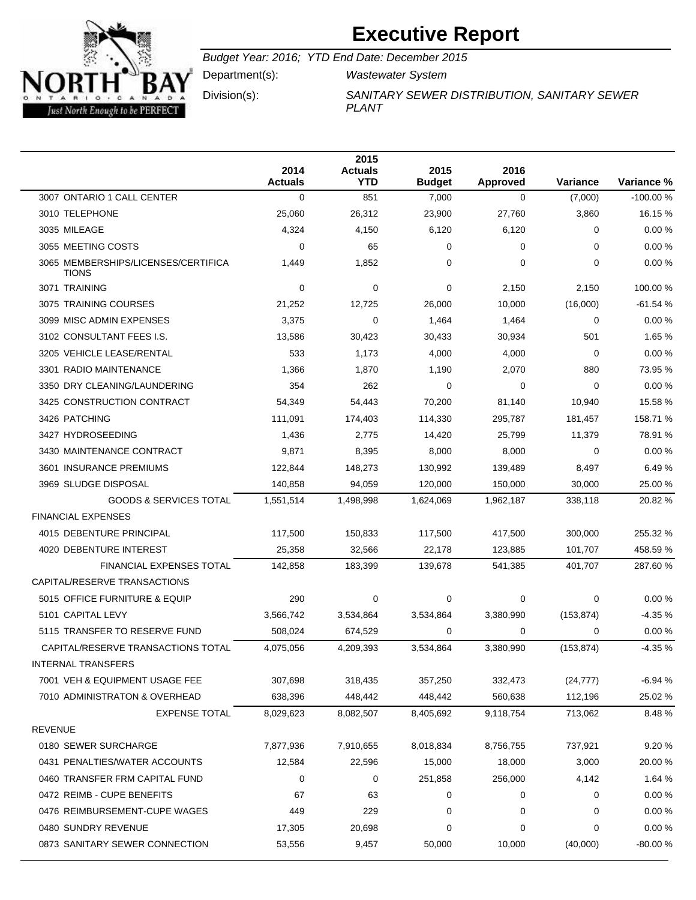# Executive Report

*Budget Year: 2016; YTD End Date: December 2015*

Department(s): *Wastewater System*

Division(s): *SANITARY SEWER DISTRIBUTION, SANITARY SEWER PLANT*

| | 2014 Actuals | 2015 Actuals YTD | 2015 Budget | 2016 Approved | Variance | Variance % |
|---|---|---|---|---|---|---|
| 3007 ONTARIO 1 CALL CENTER | 0 | 851 | 7,000 | 0 | (7,000) | -100.00 % |
| 3010 TELEPHONE | 25,060 | 26,312 | 23,900 | 27,760 | 3,860 | 16.15 % |
| 3035 MILEAGE | 4,324 | 4,150 | 6,120 | 6,120 | 0 | 0.00 % |
| 3055 MEETING COSTS | 0 | 65 | 0 | 0 | 0 | 0.00 % |
| 3065 MEMBERSHIPS/LICENSES/CERTIFICATIONS | 1,449 | 1,852 | 0 | 0 | 0 | 0.00 % |
| 3071 TRAINING | 0 | 0 | 0 | 2,150 | 2,150 | 100.00 % |
| 3075 TRAINING COURSES | 21,252 | 12,725 | 26,000 | 10,000 | (16,000) | -61.54 % |
| 3099 MISC ADMIN EXPENSES | 3,375 | 0 | 1,464 | 1,464 | 0 | 0.00 % |
| 3102 CONSULTANT FEES I.S. | 13,586 | 30,423 | 30,433 | 30,934 | 501 | 1.65 % |
| 3205 VEHICLE LEASE/RENTAL | 533 | 1,173 | 4,000 | 4,000 | 0 | 0.00 % |
| 3301 RADIO MAINTENANCE | 1,366 | 1,870 | 1,190 | 2,070 | 880 | 73.95 % |
| 3350 DRY CLEANING/LAUNDERING | 354 | 262 | 0 | 0 | 0 | 0.00 % |
| 3425 CONSTRUCTION CONTRACT | 54,349 | 54,443 | 70,200 | 81,140 | 10,940 | 15.58 % |
| 3426 PATCHING | 111,091 | 174,403 | 114,330 | 295,787 | 181,457 | 158.71 % |
| 3427 HYDROSEEDING | 1,436 | 2,775 | 14,420 | 25,799 | 11,379 | 78.91 % |
| 3430 MAINTENANCE CONTRACT | 9,871 | 8,395 | 8,000 | 8,000 | 0 | 0.00 % |
| 3601 INSURANCE PREMIUMS | 122,844 | 148,273 | 130,992 | 139,489 | 8,497 | 6.49 % |
| 3969 SLUDGE DISPOSAL | 140,858 | 94,059 | 120,000 | 150,000 | 30,000 | 25.00 % |
| GOODS & SERVICES TOTAL | 1,551,514 | 1,498,998 | 1,624,069 | 1,962,187 | 338,118 | 20.82 % |
| FINANCIAL EXPENSES | | | | | | |
| 4015 DEBENTURE PRINCIPAL | 117,500 | 150,833 | 117,500 | 417,500 | 300,000 | 255.32 % |
| 4020 DEBENTURE INTEREST | 25,358 | 32,566 | 22,178 | 123,885 | 101,707 | 458.59 % |
| FINANCIAL EXPENSES TOTAL | 142,858 | 183,399 | 139,678 | 541,385 | 401,707 | 287.60 % |
| CAPITAL/RESERVE TRANSACTIONS | | | | | | |
| 5015 OFFICE FURNITURE & EQUIP | 290 | 0 | 0 | 0 | 0 | 0.00 % |
| 5101 CAPITAL LEVY | 3,566,742 | 3,534,864 | 3,534,864 | 3,380,990 | (153,874) | -4.35 % |
| 5115 TRANSFER TO RESERVE FUND | 508,024 | 674,529 | 0 | 0 | 0 | 0.00 % |
| CAPITAL/RESERVE TRANSACTIONS TOTAL | 4,075,056 | 4,209,393 | 3,534,864 | 3,380,990 | (153,874) | -4.35 % |
| INTERNAL TRANSFERS | | | | | | |
| 7001 VEH & EQUIPMENT USAGE FEE | 307,698 | 318,435 | 357,250 | 332,473 | (24,777) | -6.94 % |
| 7010 ADMINISTRATON & OVERHEAD | 638,396 | 448,442 | 448,442 | 560,638 | 112,196 | 25.02 % |
| EXPENSE TOTAL | 8,029,623 | 8,082,507 | 8,405,692 | 9,118,754 | 713,062 | 8.48 % |
| REVENUE | | | | | | |
| 0180 SEWER SURCHARGE | 7,877,936 | 7,910,655 | 8,018,834 | 8,756,755 | 737,921 | 9.20 % |
| 0431 PENALTIES/WATER ACCOUNTS | 12,584 | 22,596 | 15,000 | 18,000 | 3,000 | 20.00 % |
| 0460 TRANSFER FRM CAPITAL FUND | 0 | 0 | 251,858 | 256,000 | 4,142 | 1.64 % |
| 0472 REIMB - CUPE BENEFITS | 67 | 63 | 0 | 0 | 0 | 0.00 % |
| 0476 REIMBURSEMENT-CUPE WAGES | 449 | 229 | 0 | 0 | 0 | 0.00 % |
| 0480 SUNDRY REVENUE | 17,305 | 20,698 | 0 | 0 | 0 | 0.00 % |
| 0873 SANITARY SEWER CONNECTION | 53,556 | 9,457 | 50,000 | 10,000 | (40,000) | -80.00 % |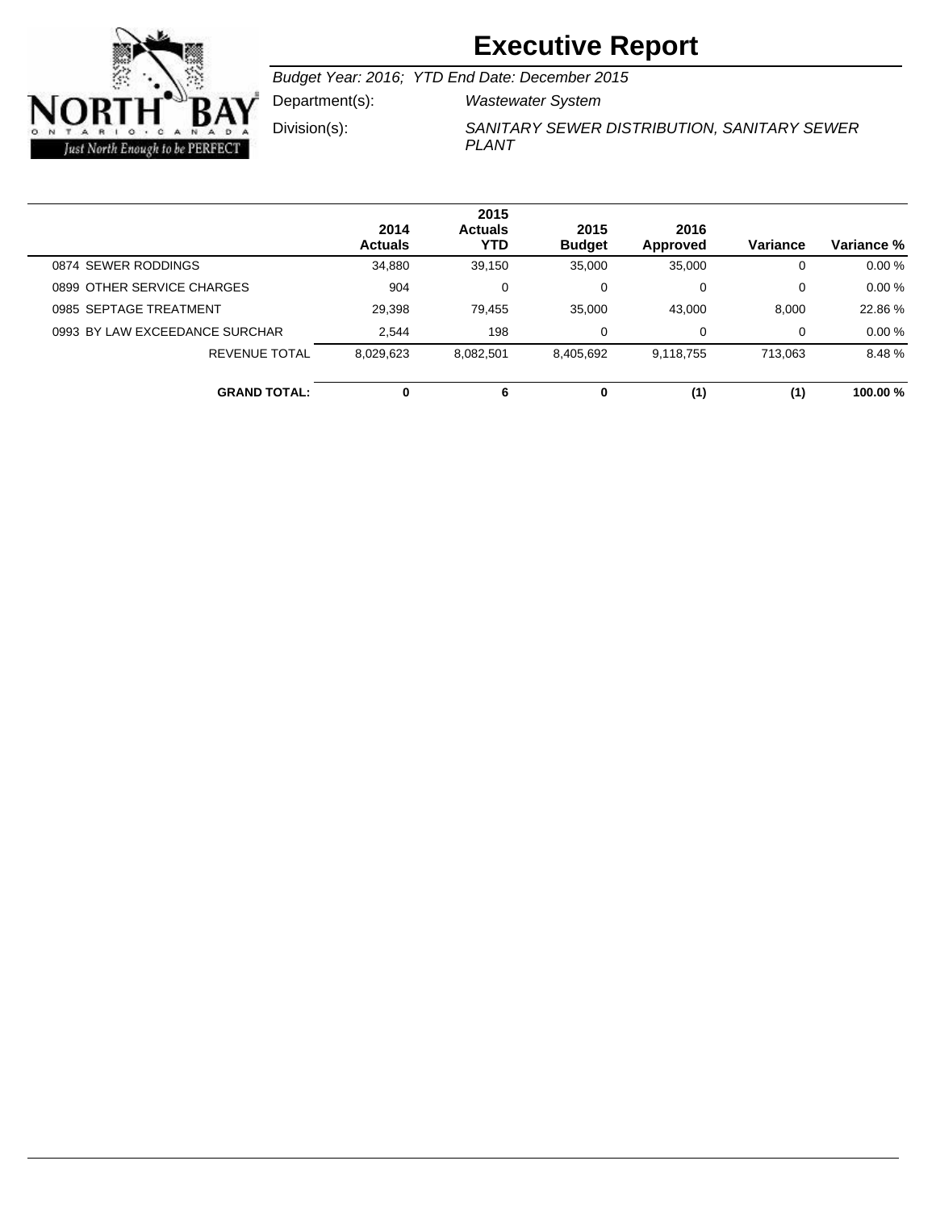# Executive Report

*Budget Year: 2016; YTD End Date: December 2015*

Department(s): *Wastewater System*

Division(s): *SANITARY SEWER DISTRIBUTION, SANITARY SEWER PLANT*

| | 2014 Actuals | 2015 Actuals YTD | 2015 Budget | 2016 Approved | Variance | Variance % |
|---|---|---|---|---|---|---|
| 0874 SEWER RODDINGS | 34,880 | 39,150 | 35,000 | 35,000 | 0 | 0.00 % |
| 0899 OTHER SERVICE CHARGES | 904 | 0 | 0 | 0 | 0 | 0.00 % |
| 0985 SEPTAGE TREATMENT | 29,398 | 79,455 | 35,000 | 43,000 | 8,000 | 22.86 % |
| 0993 BY LAW EXCEEDANCE SURCHAR | 2,544 | 198 | 0 | 0 | 0 | 0.00 % |
| REVENUE TOTAL | 8,029,623 | 8,082,501 | 8,405,692 | 9,118,755 | 713,063 | 8.48 % |
| **GRAND TOTAL:** | **0** | **6** | **0** | **(1)** | **(1)** | **100.00 %** |